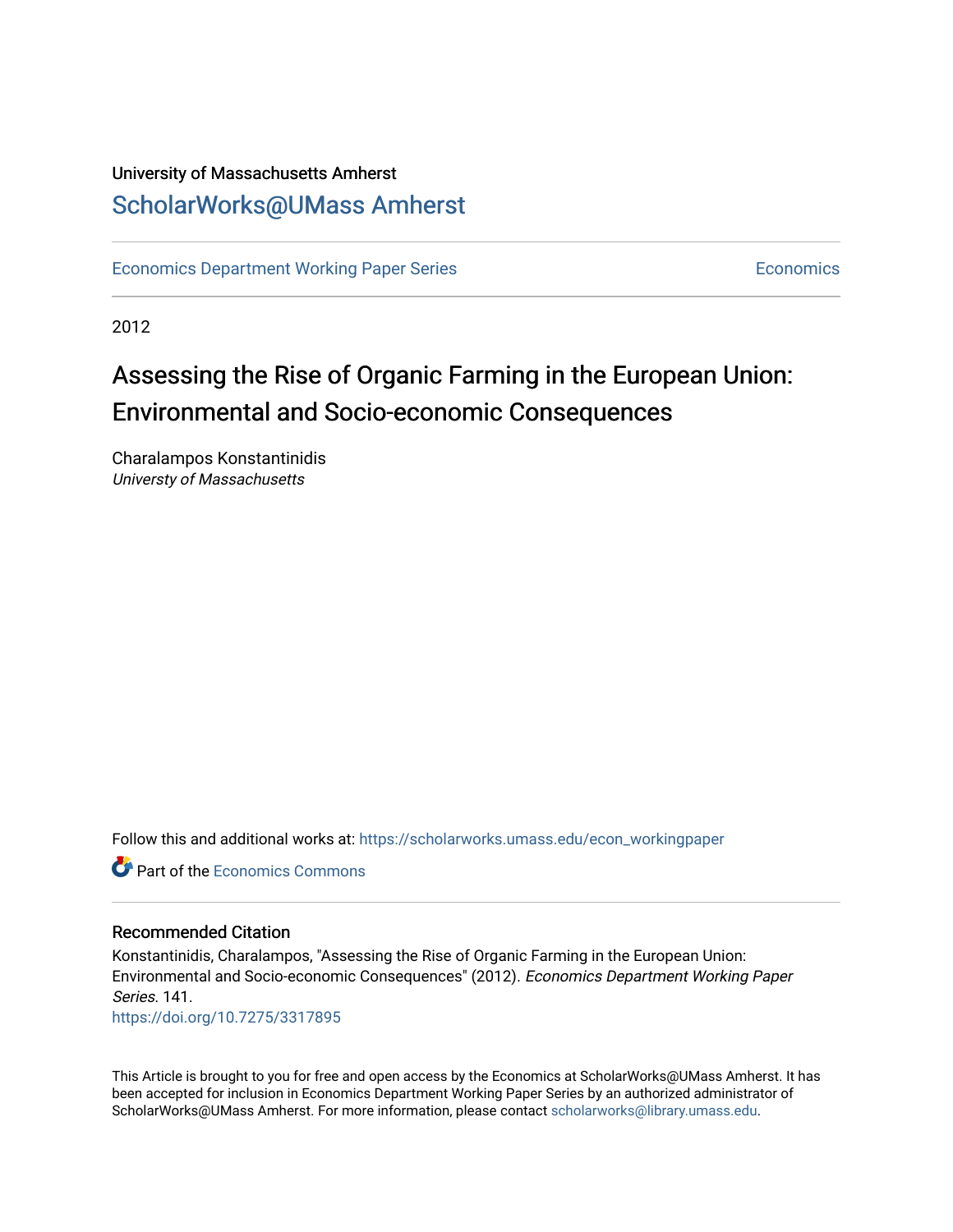University of Massachusetts Amherst

## ScholarWorks@UMass Amherst

Economics Department Working Paper Series | Economics

2012

# Assessing the Rise of Organic Farming in the European Union: Environmental and Socio-economic Consequences

Charalampos Konstantinidis
*Universty of Massachusetts*

Follow this and additional works at: https://scholarworks.umass.edu/econ_workingpaper

Part of the Economics Commons

### Recommended Citation

Konstantinidis, Charalampos, "Assessing the Rise of Organic Farming in the European Union: Environmental and Socio-economic Consequences" (2012). *Economics Department Working Paper Series*. 141.
https://doi.org/10.7275/3317895

This Article is brought to you for free and open access by the Economics at ScholarWorks@UMass Amherst. It has been accepted for inclusion in Economics Department Working Paper Series by an authorized administrator of ScholarWorks@UMass Amherst. For more information, please contact scholarworks@library.umass.edu.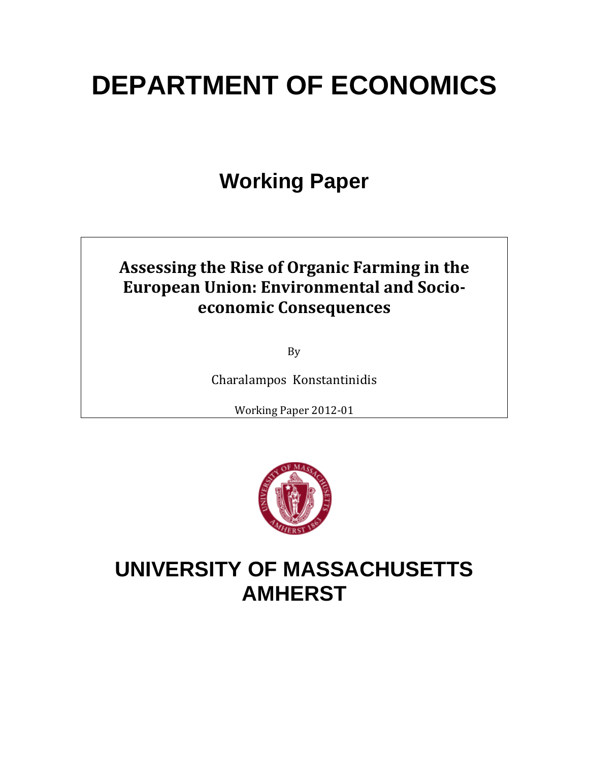# DEPARTMENT OF ECONOMICS

## Working Paper

**Assessing the Rise of Organic Farming in the European Union: Environmental and Socio-economic Consequences**

By

Charalampos Konstantinidis

Working Paper 2012-01

# UNIVERSITY OF MASSACHUSETTS AMHERST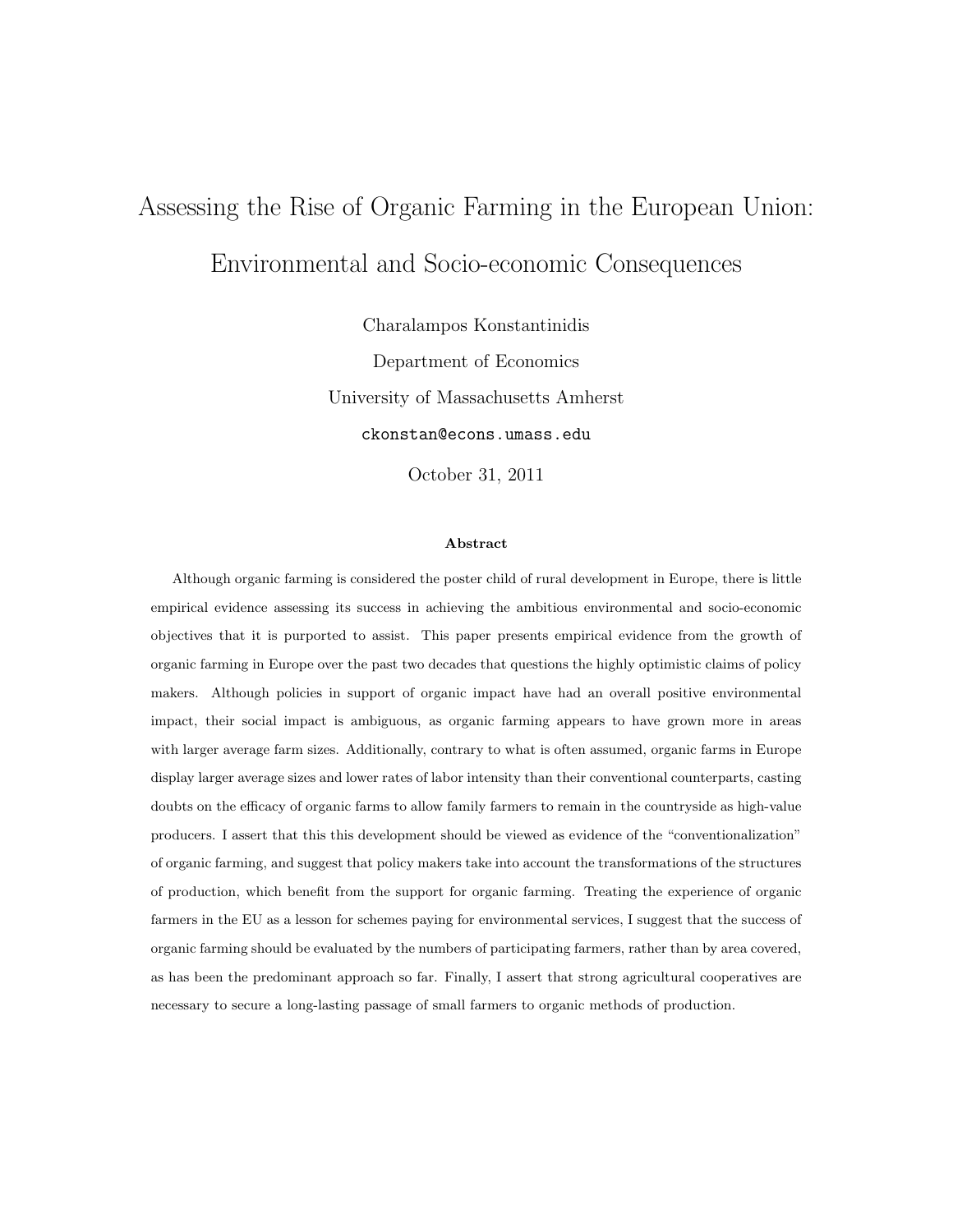# Assessing the Rise of Organic Farming in the European Union: Environmental and Socio-economic Consequences

Charalampos Konstantinidis

Department of Economics

University of Massachusetts Amherst

ckonstan@econs.umass.edu

October 31, 2011

**Abstract**

Although organic farming is considered the poster child of rural development in Europe, there is little empirical evidence assessing its success in achieving the ambitious environmental and socio-economic objectives that it is purported to assist. This paper presents empirical evidence from the growth of organic farming in Europe over the past two decades that questions the highly optimistic claims of policy makers. Although policies in support of organic impact have had an overall positive environmental impact, their social impact is ambiguous, as organic farming appears to have grown more in areas with larger average farm sizes. Additionally, contrary to what is often assumed, organic farms in Europe display larger average sizes and lower rates of labor intensity than their conventional counterparts, casting doubts on the efficacy of organic farms to allow family farmers to remain in the countryside as high-value producers. I assert that this this development should be viewed as evidence of the "conventionalization" of organic farming, and suggest that policy makers take into account the transformations of the structures of production, which benefit from the support for organic farming. Treating the experience of organic farmers in the EU as a lesson for schemes paying for environmental services, I suggest that the success of organic farming should be evaluated by the numbers of participating farmers, rather than by area covered, as has been the predominant approach so far. Finally, I assert that strong agricultural cooperatives are necessary to secure a long-lasting passage of small farmers to organic methods of production.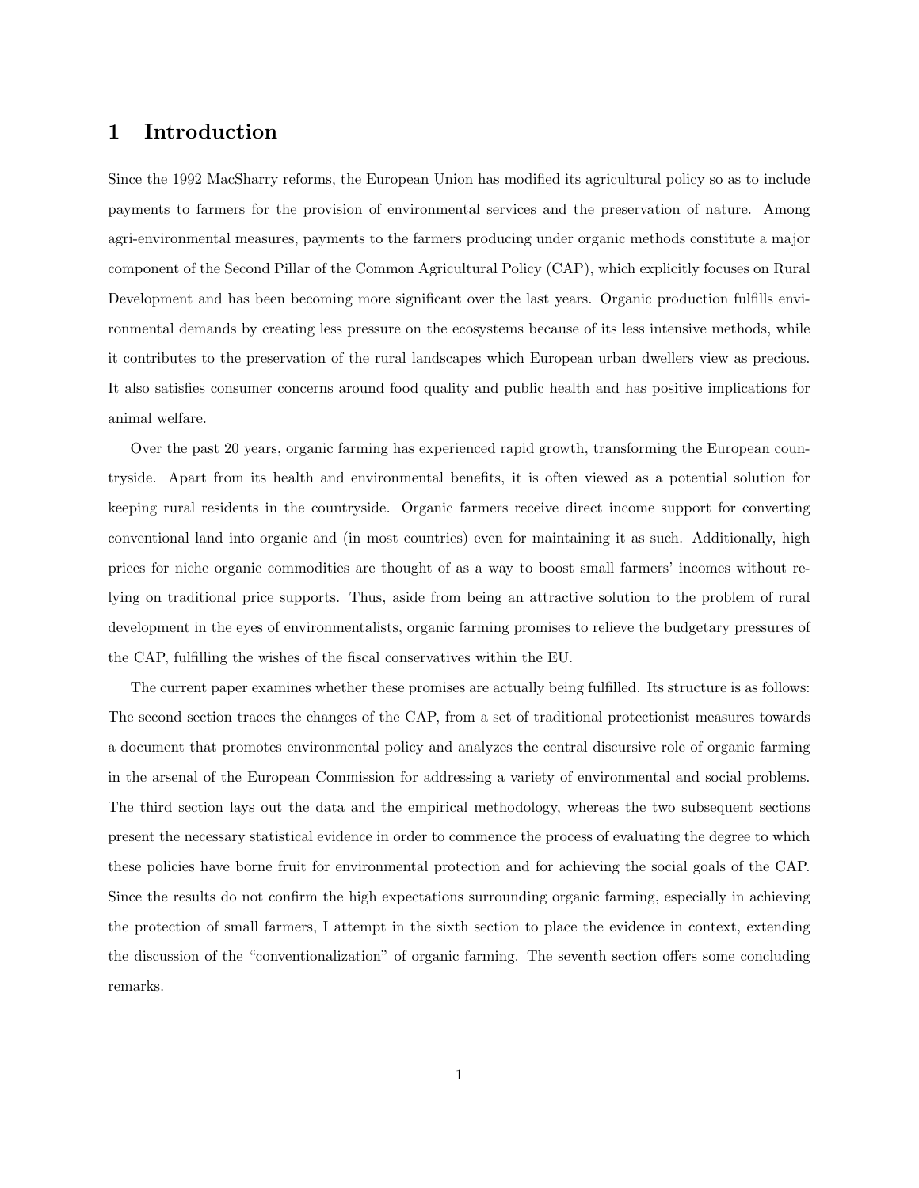# 1 Introduction

Since the 1992 MacSharry reforms, the European Union has modified its agricultural policy so as to include payments to farmers for the provision of environmental services and the preservation of nature. Among agri-environmental measures, payments to the farmers producing under organic methods constitute a major component of the Second Pillar of the Common Agricultural Policy (CAP), which explicitly focuses on Rural Development and has been becoming more significant over the last years. Organic production fulfills environmental demands by creating less pressure on the ecosystems because of its less intensive methods, while it contributes to the preservation of the rural landscapes which European urban dwellers view as precious. It also satisfies consumer concerns around food quality and public health and has positive implications for animal welfare.

Over the past 20 years, organic farming has experienced rapid growth, transforming the European countryside. Apart from its health and environmental benefits, it is often viewed as a potential solution for keeping rural residents in the countryside. Organic farmers receive direct income support for converting conventional land into organic and (in most countries) even for maintaining it as such. Additionally, high prices for niche organic commodities are thought of as a way to boost small farmers' incomes without relying on traditional price supports. Thus, aside from being an attractive solution to the problem of rural development in the eyes of environmentalists, organic farming promises to relieve the budgetary pressures of the CAP, fulfilling the wishes of the fiscal conservatives within the EU.

The current paper examines whether these promises are actually being fulfilled. Its structure is as follows: The second section traces the changes of the CAP, from a set of traditional protectionist measures towards a document that promotes environmental policy and analyzes the central discursive role of organic farming in the arsenal of the European Commission for addressing a variety of environmental and social problems. The third section lays out the data and the empirical methodology, whereas the two subsequent sections present the necessary statistical evidence in order to commence the process of evaluating the degree to which these policies have borne fruit for environmental protection and for achieving the social goals of the CAP. Since the results do not confirm the high expectations surrounding organic farming, especially in achieving the protection of small farmers, I attempt in the sixth section to place the evidence in context, extending the discussion of the "conventionalization" of organic farming. The seventh section offers some concluding remarks.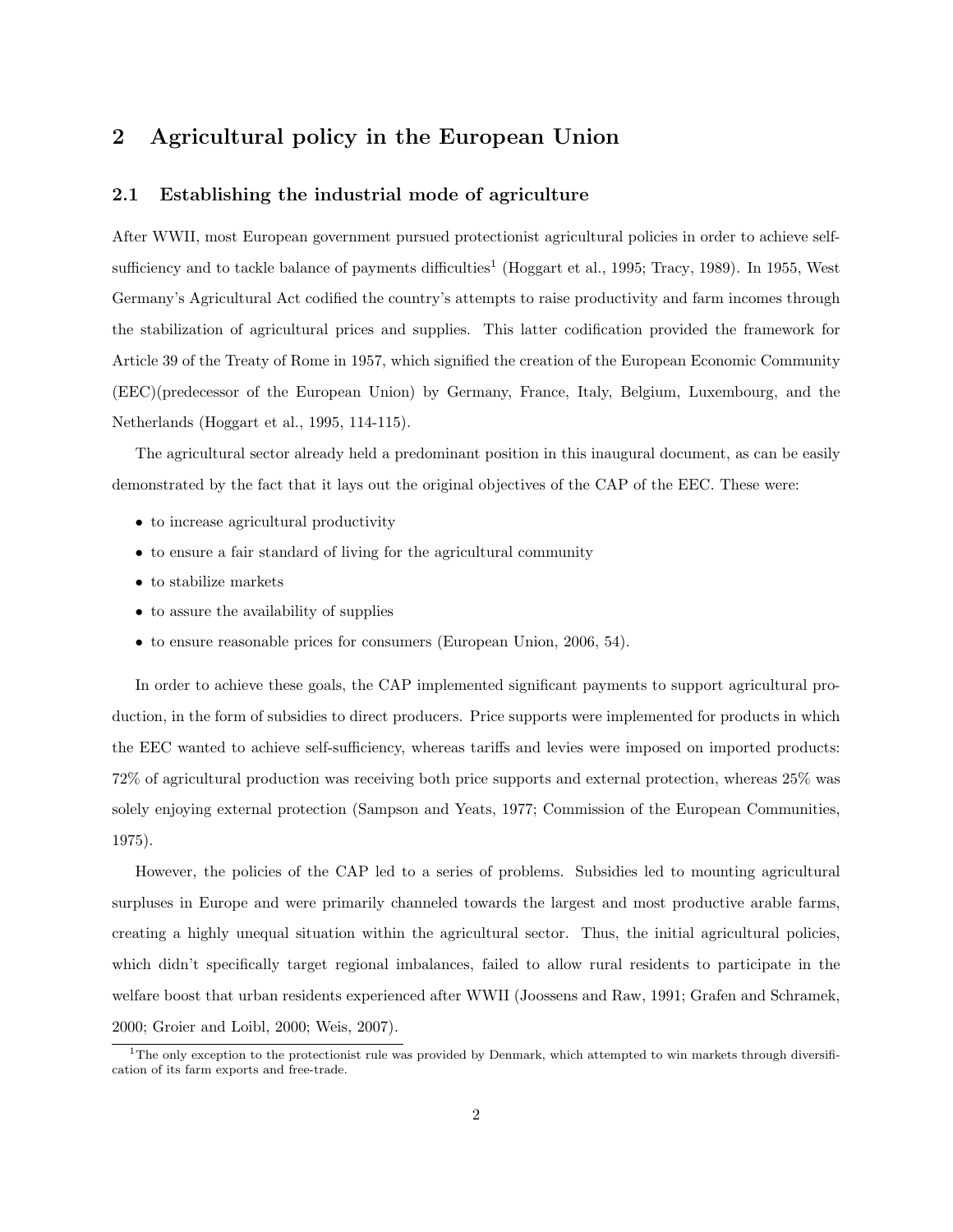## 2 Agricultural policy in the European Union

### 2.1 Establishing the industrial mode of agriculture

After WWII, most European government pursued protectionist agricultural policies in order to achieve self-sufficiency and to tackle balance of payments difficulties[1] (Hoggart et al., 1995; Tracy, 1989). In 1955, West Germany's Agricultural Act codified the country's attempts to raise productivity and farm incomes through the stabilization of agricultural prices and supplies. This latter codification provided the framework for Article 39 of the Treaty of Rome in 1957, which signified the creation of the European Economic Community (EEC)(predecessor of the European Union) by Germany, France, Italy, Belgium, Luxembourg, and the Netherlands (Hoggart et al., 1995, 114-115).

The agricultural sector already held a predominant position in this inaugural document, as can be easily demonstrated by the fact that it lays out the original objectives of the CAP of the EEC. These were:

- to increase agricultural productivity
- to ensure a fair standard of living for the agricultural community
- to stabilize markets
- to assure the availability of supplies
- to ensure reasonable prices for consumers (European Union, 2006, 54).

In order to achieve these goals, the CAP implemented significant payments to support agricultural production, in the form of subsidies to direct producers. Price supports were implemented for products in which the EEC wanted to achieve self-sufficiency, whereas tariffs and levies were imposed on imported products: 72% of agricultural production was receiving both price supports and external protection, whereas 25% was solely enjoying external protection (Sampson and Yeats, 1977; Commission of the European Communities, 1975).

However, the policies of the CAP led to a series of problems. Subsidies led to mounting agricultural surpluses in Europe and were primarily channeled towards the largest and most productive arable farms, creating a highly unequal situation within the agricultural sector. Thus, the initial agricultural policies, which didn't specifically target regional imbalances, failed to allow rural residents to participate in the welfare boost that urban residents experienced after WWII (Joossens and Raw, 1991; Grafen and Schramek, 2000; Groier and Loibl, 2000; Weis, 2007).

[1] The only exception to the protectionist rule was provided by Denmark, which attempted to win markets through diversification of its farm exports and free-trade.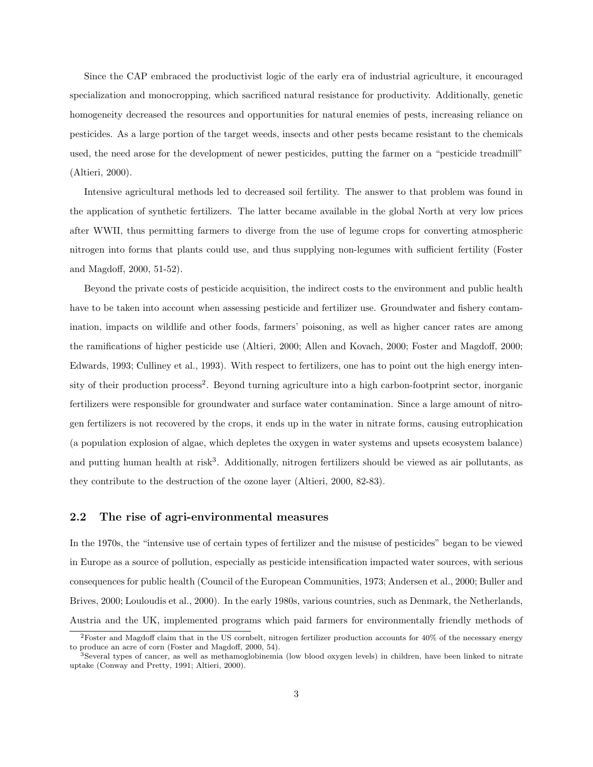Since the CAP embraced the productivist logic of the early era of industrial agriculture, it encouraged specialization and monocropping, which sacrificed natural resistance for productivity. Additionally, genetic homogeneity decreased the resources and opportunities for natural enemies of pests, increasing reliance on pesticides. As a large portion of the target weeds, insects and other pests became resistant to the chemicals used, the need arose for the development of newer pesticides, putting the farmer on a "pesticide treadmill" (Altieri, 2000).

Intensive agricultural methods led to decreased soil fertility. The answer to that problem was found in the application of synthetic fertilizers. The latter became available in the global North at very low prices after WWII, thus permitting farmers to diverge from the use of legume crops for converting atmospheric nitrogen into forms that plants could use, and thus supplying non-legumes with sufficient fertility (Foster and Magdoff, 2000, 51-52).

Beyond the private costs of pesticide acquisition, the indirect costs to the environment and public health have to be taken into account when assessing pesticide and fertilizer use. Groundwater and fishery contamination, impacts on wildlife and other foods, farmers' poisoning, as well as higher cancer rates are among the ramifications of higher pesticide use (Altieri, 2000; Allen and Kovach, 2000; Foster and Magdoff, 2000; Edwards, 1993; Culliney et al., 1993). With respect to fertilizers, one has to point out the high energy intensity of their production process[2]. Beyond turning agriculture into a high carbon-footprint sector, inorganic fertilizers were responsible for groundwater and surface water contamination. Since a large amount of nitrogen fertilizers is not recovered by the crops, it ends up in the water in nitrate forms, causing eutrophication (a population explosion of algae, which depletes the oxygen in water systems and upsets ecosystem balance) and putting human health at risk[3]. Additionally, nitrogen fertilizers should be viewed as air pollutants, as they contribute to the destruction of the ozone layer (Altieri, 2000, 82-83).

## 2.2 The rise of agri-environmental measures

In the 1970s, the "intensive use of certain types of fertilizer and the misuse of pesticides" began to be viewed in Europe as a source of pollution, especially as pesticide intensification impacted water sources, with serious consequences for public health (Council of the European Communities, 1973; Andersen et al., 2000; Buller and Brives, 2000; Louloudis et al., 2000). In the early 1980s, various countries, such as Denmark, the Netherlands, Austria and the UK, implemented programs which paid farmers for environmentally friendly methods of

[2]Foster and Magdoff claim that in the US cornbelt, nitrogen fertilizer production accounts for 40% of the necessary energy to produce an acre of corn (Foster and Magdoff, 2000, 54).

[3]Several types of cancer, as well as methamoglobinemia (low blood oxygen levels) in children, have been linked to nitrate uptake (Conway and Pretty, 1991; Altieri, 2000).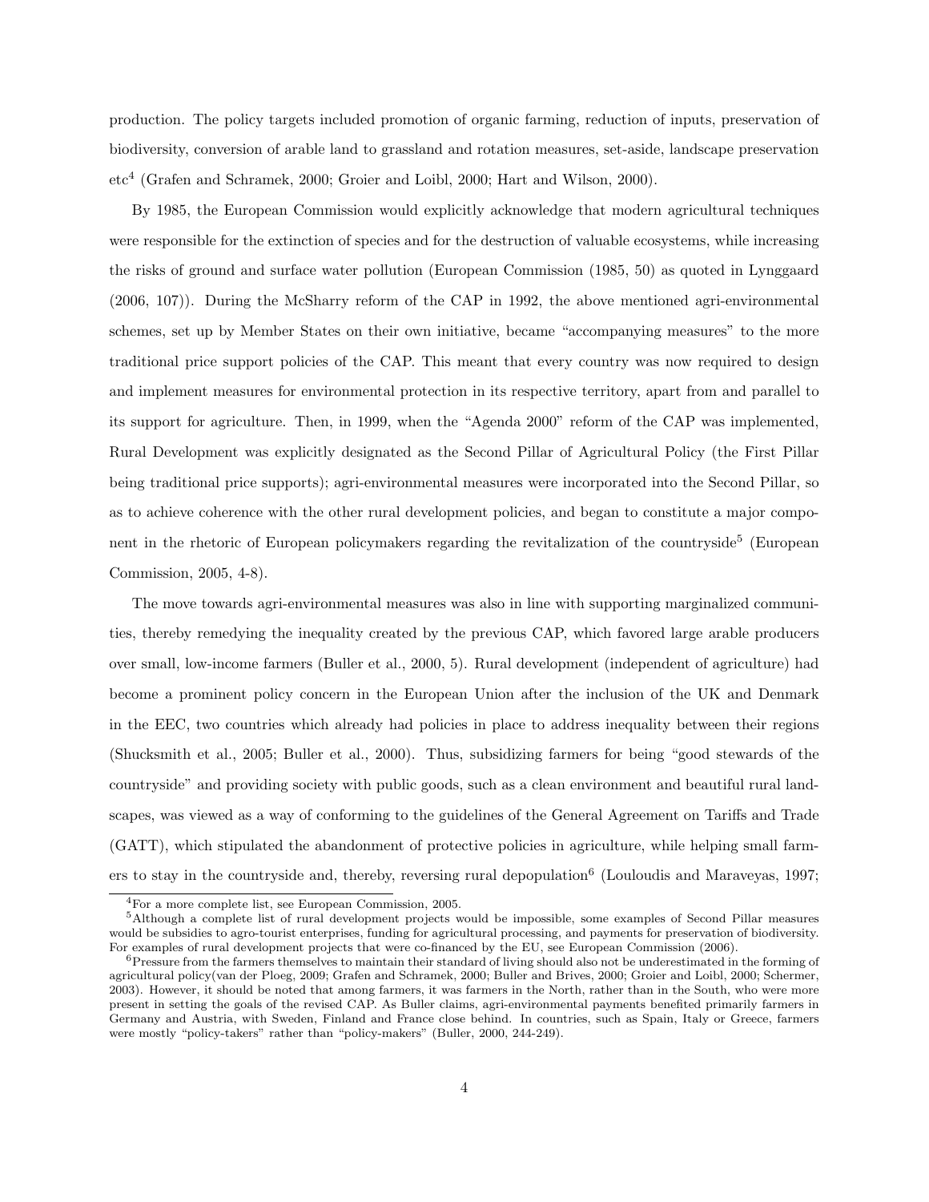production. The policy targets included promotion of organic farming, reduction of inputs, preservation of biodiversity, conversion of arable land to grassland and rotation measures, set-aside, landscape preservation etc[4] (Grafen and Schramek, 2000; Groier and Loibl, 2000; Hart and Wilson, 2000).

By 1985, the European Commission would explicitly acknowledge that modern agricultural techniques were responsible for the extinction of species and for the destruction of valuable ecosystems, while increasing the risks of ground and surface water pollution (European Commission (1985, 50) as quoted in Lynggaard (2006, 107)). During the McSharry reform of the CAP in 1992, the above mentioned agri-environmental schemes, set up by Member States on their own initiative, became "accompanying measures" to the more traditional price support policies of the CAP. This meant that every country was now required to design and implement measures for environmental protection in its respective territory, apart from and parallel to its support for agriculture. Then, in 1999, when the "Agenda 2000" reform of the CAP was implemented, Rural Development was explicitly designated as the Second Pillar of Agricultural Policy (the First Pillar being traditional price supports); agri-environmental measures were incorporated into the Second Pillar, so as to achieve coherence with the other rural development policies, and began to constitute a major component in the rhetoric of European policymakers regarding the revitalization of the countryside[5] (European Commission, 2005, 4-8).

The move towards agri-environmental measures was also in line with supporting marginalized communities, thereby remedying the inequality created by the previous CAP, which favored large arable producers over small, low-income farmers (Buller et al., 2000, 5). Rural development (independent of agriculture) had become a prominent policy concern in the European Union after the inclusion of the UK and Denmark in the EEC, two countries which already had policies in place to address inequality between their regions (Shucksmith et al., 2005; Buller et al., 2000). Thus, subsidizing farmers for being "good stewards of the countryside" and providing society with public goods, such as a clean environment and beautiful rural landscapes, was viewed as a way of conforming to the guidelines of the General Agreement on Tariffs and Trade (GATT), which stipulated the abandonment of protective policies in agriculture, while helping small farmers to stay in the countryside and, thereby, reversing rural depopulation[6] (Louloudis and Maraveyas, 1997;

---

[4] For a more complete list, see European Commission, 2005.

[5] Although a complete list of rural development projects would be impossible, some examples of Second Pillar measures would be subsidies to agro-tourist enterprises, funding for agricultural processing, and payments for preservation of biodiversity. For examples of rural development projects that were co-financed by the EU, see European Commission (2006).

[6] Pressure from the farmers themselves to maintain their standard of living should also not be underestimated in the forming of agricultural policy(van der Ploeg, 2009; Grafen and Schramek, 2000; Buller and Brives, 2000; Groier and Loibl, 2000; Schermer, 2003). However, it should be noted that among farmers, it was farmers in the North, rather than in the South, who were more present in setting the goals of the revised CAP. As Buller claims, agri-environmental payments benefited primarily farmers in Germany and Austria, with Sweden, Finland and France close behind. In countries, such as Spain, Italy or Greece, farmers were mostly "policy-takers" rather than "policy-makers" (Buller, 2000, 244-249).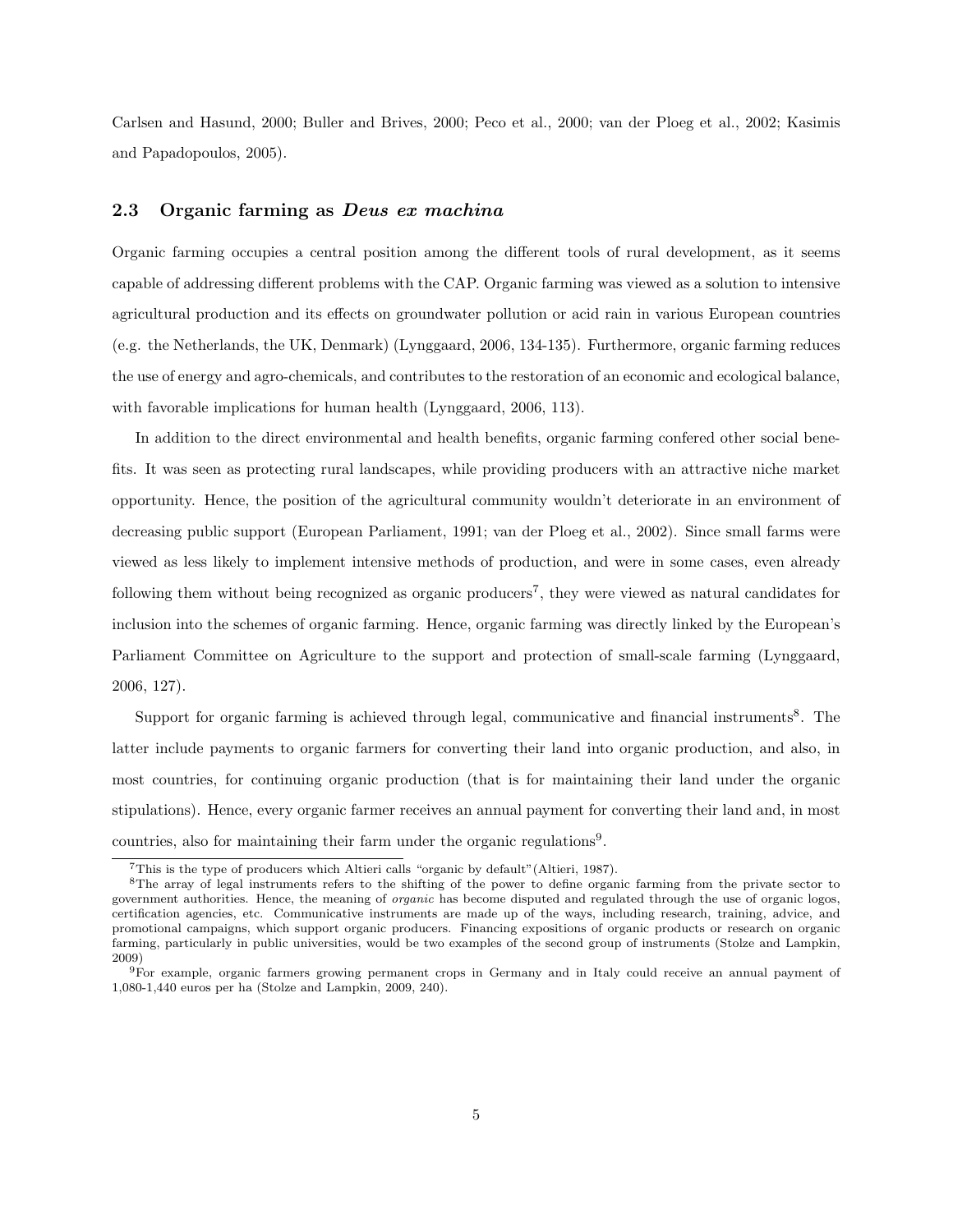Carlsen and Hasund, 2000; Buller and Brives, 2000; Peco et al., 2000; van der Ploeg et al., 2002; Kasimis and Papadopoulos, 2005).

### 2.3 Organic farming as *Deus ex machina*

Organic farming occupies a central position among the different tools of rural development, as it seems capable of addressing different problems with the CAP. Organic farming was viewed as a solution to intensive agricultural production and its effects on groundwater pollution or acid rain in various European countries (e.g. the Netherlands, the UK, Denmark) (Lynggaard, 2006, 134-135). Furthermore, organic farming reduces the use of energy and agro-chemicals, and contributes to the restoration of an economic and ecological balance, with favorable implications for human health (Lynggaard, 2006, 113).

In addition to the direct environmental and health benefits, organic farming confered other social benefits. It was seen as protecting rural landscapes, while providing producers with an attractive niche market opportunity. Hence, the position of the agricultural community wouldn't deteriorate in an environment of decreasing public support (European Parliament, 1991; van der Ploeg et al., 2002). Since small farms were viewed as less likely to implement intensive methods of production, and were in some cases, even already following them without being recognized as organic producers[7], they were viewed as natural candidates for inclusion into the schemes of organic farming. Hence, organic farming was directly linked by the European's Parliament Committee on Agriculture to the support and protection of small-scale farming (Lynggaard, 2006, 127).

Support for organic farming is achieved through legal, communicative and financial instruments[8]. The latter include payments to organic farmers for converting their land into organic production, and also, in most countries, for continuing organic production (that is for maintaining their land under the organic stipulations). Hence, every organic farmer receives an annual payment for converting their land and, in most countries, also for maintaining their farm under the organic regulations[9].

[7] This is the type of producers which Altieri calls "organic by default"(Altieri, 1987).

[8] The array of legal instruments refers to the shifting of the power to define organic farming from the private sector to government authorities. Hence, the meaning of *organic* has become disputed and regulated through the use of organic logos, certification agencies, etc. Communicative instruments are made up of the ways, including research, training, advice, and promotional campaigns, which support organic producers. Financing expositions of organic products or research on organic farming, particularly in public universities, would be two examples of the second group of instruments (Stolze and Lampkin, 2009)

[9] For example, organic farmers growing permanent crops in Germany and in Italy could receive an annual payment of 1,080-1,440 euros per ha (Stolze and Lampkin, 2009, 240).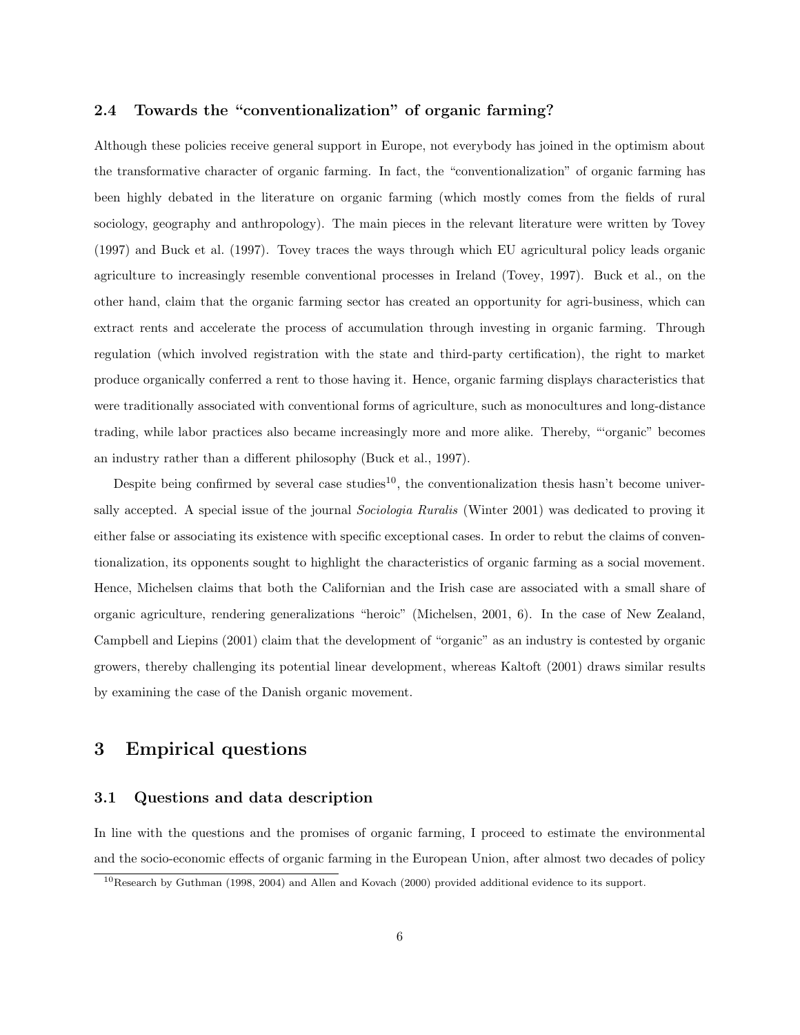### 2.4 Towards the "conventionalization" of organic farming?

Although these policies receive general support in Europe, not everybody has joined in the optimism about the transformative character of organic farming. In fact, the "conventionalization" of organic farming has been highly debated in the literature on organic farming (which mostly comes from the fields of rural sociology, geography and anthropology). The main pieces in the relevant literature were written by Tovey (1997) and Buck et al. (1997). Tovey traces the ways through which EU agricultural policy leads organic agriculture to increasingly resemble conventional processes in Ireland (Tovey, 1997). Buck et al., on the other hand, claim that the organic farming sector has created an opportunity for agri-business, which can extract rents and accelerate the process of accumulation through investing in organic farming. Through regulation (which involved registration with the state and third-party certification), the right to market produce organically conferred a rent to those having it. Hence, organic farming displays characteristics that were traditionally associated with conventional forms of agriculture, such as monocultures and long-distance trading, while labor practices also became increasingly more and more alike. Thereby, "'organic" becomes an industry rather than a different philosophy (Buck et al., 1997).

Despite being confirmed by several case studies[10], the conventionalization thesis hasn't become universally accepted. A special issue of the journal *Sociologia Ruralis* (Winter 2001) was dedicated to proving it either false or associating its existence with specific exceptional cases. In order to rebut the claims of conventionalization, its opponents sought to highlight the characteristics of organic farming as a social movement. Hence, Michelsen claims that both the Californian and the Irish case are associated with a small share of organic agriculture, rendering generalizations "heroic" (Michelsen, 2001, 6). In the case of New Zealand, Campbell and Liepins (2001) claim that the development of "organic" as an industry is contested by organic growers, thereby challenging its potential linear development, whereas Kaltoft (2001) draws similar results by examining the case of the Danish organic movement.

# 3 Empirical questions

### 3.1 Questions and data description

In line with the questions and the promises of organic farming, I proceed to estimate the environmental and the socio-economic effects of organic farming in the European Union, after almost two decades of policy

[10] Research by Guthman (1998, 2004) and Allen and Kovach (2000) provided additional evidence to its support.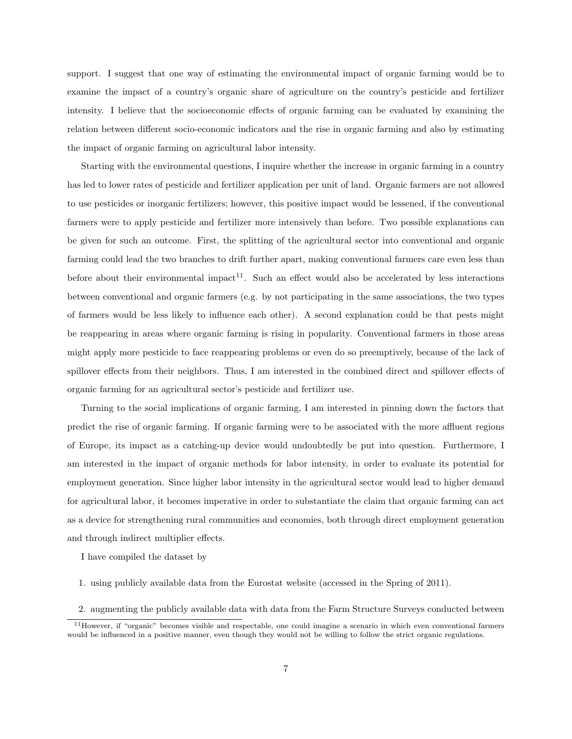support. I suggest that one way of estimating the environmental impact of organic farming would be to examine the impact of a country's organic share of agriculture on the country's pesticide and fertilizer intensity. I believe that the socioeconomic effects of organic farming can be evaluated by examining the relation between different socio-economic indicators and the rise in organic farming and also by estimating the impact of organic farming on agricultural labor intensity.

Starting with the environmental questions, I inquire whether the increase in organic farming in a country has led to lower rates of pesticide and fertilizer application per unit of land. Organic farmers are not allowed to use pesticides or inorganic fertilizers; however, this positive impact would be lessened, if the conventional farmers were to apply pesticide and fertilizer more intensively than before. Two possible explanations can be given for such an outcome. First, the splitting of the agricultural sector into conventional and organic farming could lead the two branches to drift further apart, making conventional farmers care even less than before about their environmental impact[11]. Such an effect would also be accelerated by less interactions between conventional and organic farmers (e.g. by not participating in the same associations, the two types of farmers would be less likely to influence each other). A second explanation could be that pests might be reappearing in areas where organic farming is rising in popularity. Conventional farmers in those areas might apply more pesticide to face reappearing problems or even do so preemptively, because of the lack of spillover effects from their neighbors. Thus, I am interested in the combined direct and spillover effects of organic farming for an agricultural sector's pesticide and fertilizer use.

Turning to the social implications of organic farming, I am interested in pinning down the factors that predict the rise of organic farming. If organic farming were to be associated with the more affluent regions of Europe, its impact as a catching-up device would undoubtedly be put into question. Furthermore, I am interested in the impact of organic methods for labor intensity, in order to evaluate its potential for employment generation. Since higher labor intensity in the agricultural sector would lead to higher demand for agricultural labor, it becomes imperative in order to substantiate the claim that organic farming can act as a device for strengthening rural communities and economies, both through direct employment generation and through indirect multiplier effects.

I have compiled the dataset by

1. using publicly available data from the Eurostat website (accessed in the Spring of 2011).
2. augmenting the publicly available data with data from the Farm Structure Surveys conducted between

[11] However, if "organic" becomes visible and respectable, one could imagine a scenario in which even conventional farmers would be influenced in a positive manner, even though they would not be willing to follow the strict organic regulations.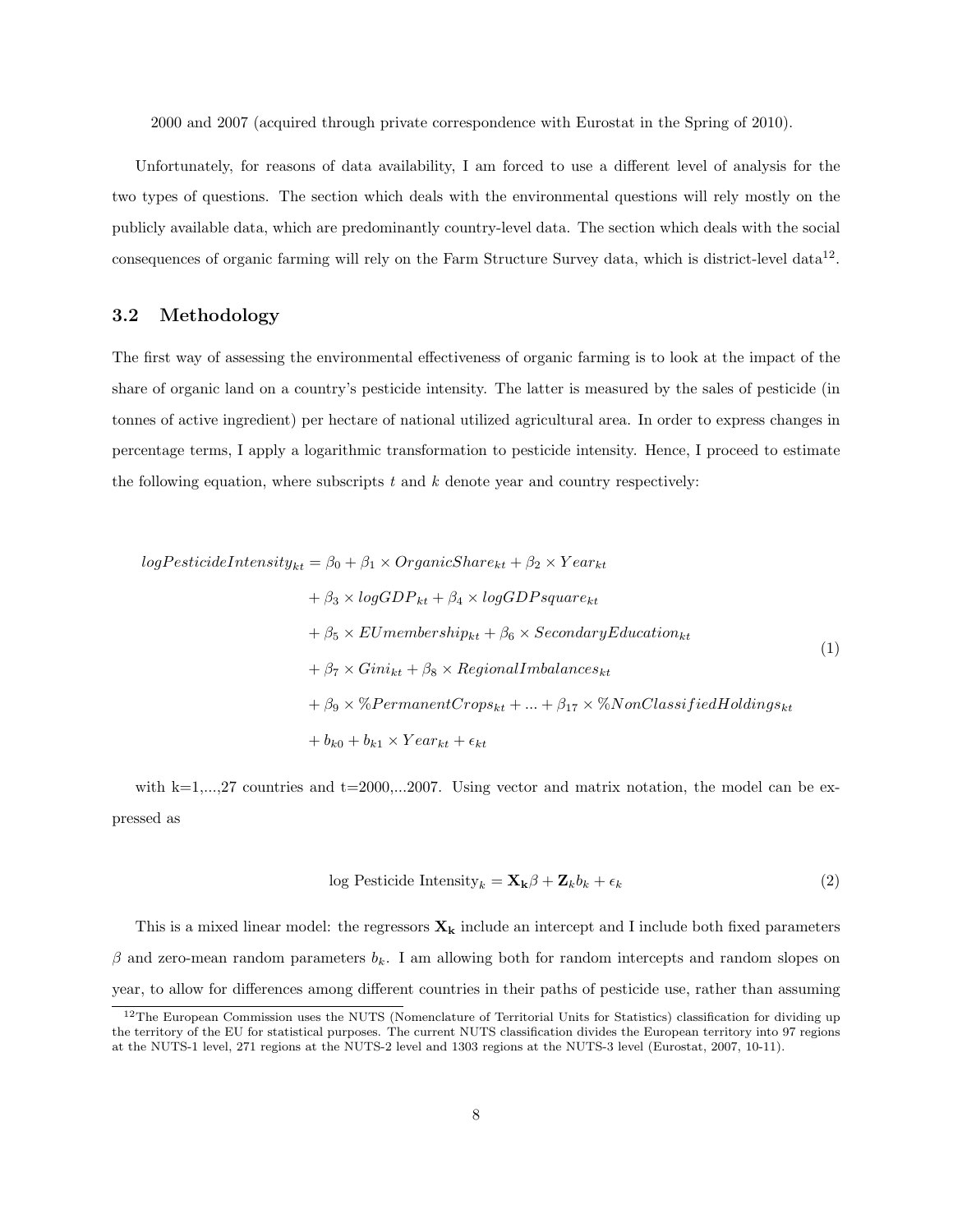2000 and 2007 (acquired through private correspondence with Eurostat in the Spring of 2010).

Unfortunately, for reasons of data availability, I am forced to use a different level of analysis for the two types of questions. The section which deals with the environmental questions will rely mostly on the publicly available data, which are predominantly country-level data. The section which deals with the social consequences of organic farming will rely on the Farm Structure Survey data, which is district-level data[12].

## 3.2 Methodology

The first way of assessing the environmental effectiveness of organic farming is to look at the impact of the share of organic land on a country's pesticide intensity. The latter is measured by the sales of pesticide (in tonnes of active ingredient) per hectare of national utilized agricultural area. In order to express changes in percentage terms, I apply a logarithmic transformation to pesticide intensity. Hence, I proceed to estimate the following equation, where subscripts $t$ and $k$ denote year and country respectively:

$$
\begin{aligned}
logPesticideIntensity_{kt} = \beta_0 &+ \beta_1 \times OrganicShare_{kt} + \beta_2 \times Year_{kt} \\
&+ \beta_3 \times logGDP_{kt} + \beta_4 \times logGDPsquare_{kt} \\
&+ \beta_5 \times EUmembership_{kt} + \beta_6 \times SecondaryEducation_{kt} \\
&+ \beta_7 \times Gini_{kt} + \beta_8 \times RegionalImbalances_{kt} \\
&+ \beta_9 \times \%PermanentCrops_{kt} + ... + \beta_{17} \times \%NonClassifiedHoldings_{kt} \\
&+ b_{k0} + b_{k1} \times Year_{kt} + \epsilon_{kt}
\end{aligned} \tag{1}
$$

with k=1,...,27 countries and t=2000,...2007. Using vector and matrix notation, the model can be expressed as

$$
\text{log Pesticide Intensity}_k = \mathbf{X_k}\beta + \mathbf{Z}_k b_k + \epsilon_k \tag{2}
$$

This is a mixed linear model: the regressors $\mathbf{X_k}$ include an intercept and I include both fixed parameters $\beta$ and zero-mean random parameters $b_k$. I am allowing both for random intercepts and random slopes on year, to allow for differences among different countries in their paths of pesticide use, rather than assuming

[12] The European Commission uses the NUTS (Nomenclature of Territorial Units for Statistics) classification for dividing up the territory of the EU for statistical purposes. The current NUTS classification divides the European territory into 97 regions at the NUTS-1 level, 271 regions at the NUTS-2 level and 1303 regions at the NUTS-3 level (Eurostat, 2007, 10-11).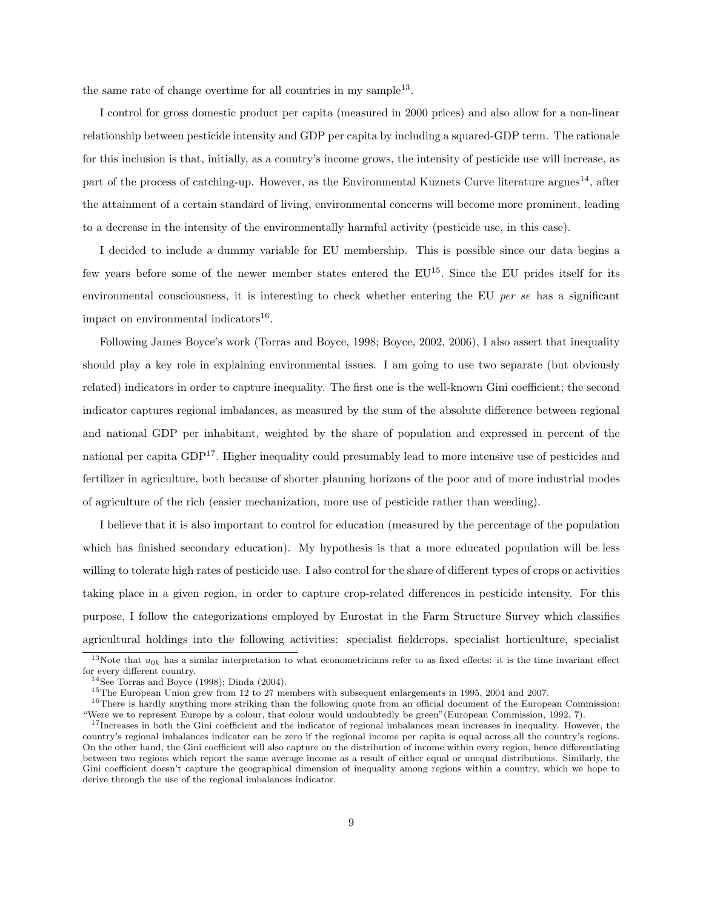the same rate of change overtime for all countries in my sample[13].

I control for gross domestic product per capita (measured in 2000 prices) and also allow for a non-linear relationship between pesticide intensity and GDP per capita by including a squared-GDP term. The rationale for this inclusion is that, initially, as a country's income grows, the intensity of pesticide use will increase, as part of the process of catching-up. However, as the Environmental Kuznets Curve literature argues[14], after the attainment of a certain standard of living, environmental concerns will become more prominent, leading to a decrease in the intensity of the environmentally harmful activity (pesticide use, in this case).

I decided to include a dummy variable for EU membership. This is possible since our data begins a few years before some of the newer member states entered the EU[15]. Since the EU prides itself for its environmental consciousness, it is interesting to check whether entering the EU *per se* has a significant impact on environmental indicators[16].

Following James Boyce's work (Torras and Boyce, 1998; Boyce, 2002, 2006), I also assert that inequality should play a key role in explaining environmental issues. I am going to use two separate (but obviously related) indicators in order to capture inequality. The first one is the well-known Gini coefficient; the second indicator captures regional imbalances, as measured by the sum of the absolute difference between regional and national GDP per inhabitant, weighted by the share of population and expressed in percent of the national per capita GDP[17]. Higher inequality could presumably lead to more intensive use of pesticides and fertilizer in agriculture, both because of shorter planning horizons of the poor and of more industrial modes of agriculture of the rich (easier mechanization, more use of pesticide rather than weeding).

I believe that it is also important to control for education (measured by the percentage of the population which has finished secondary education). My hypothesis is that a more educated population will be less willing to tolerate high rates of pesticide use. I also control for the share of different types of crops or activities taking place in a given region, in order to capture crop-related differences in pesticide intensity. For this purpose, I follow the categorizations employed by Eurostat in the Farm Structure Survey which classifies agricultural holdings into the following activities: specialist fieldcrops, specialist horticulture, specialist

[13] Note that $u_{0k}$ has a similar interpretation to what econometricians refer to as fixed effects: it is the time invariant effect for every different country.

[14] See Torras and Boyce (1998); Dinda (2004).

[15] The European Union grew from 12 to 27 members with subsequent enlargements in 1995, 2004 and 2007.

[16] There is hardly anything more striking than the following quote from an official document of the European Commission: "Were we to represent Europe by a colour, that colour would undoubtedly be green"(European Commission, 1992, 7).

[17] Increases in both the Gini coefficient and the indicator of regional imbalances mean increases in inequality. However, the country's regional imbalances indicator can be zero if the regional income per capita is equal across all the country's regions. On the other hand, the Gini coefficient will also capture on the distribution of income within every region, hence differentiating between two regions which report the same average income as a result of either equal or unequal distributions. Similarly, the Gini coefficient doesn't capture the geographical dimension of inequality among regions within a country, which we hope to derive through the use of the regional imbalances indicator.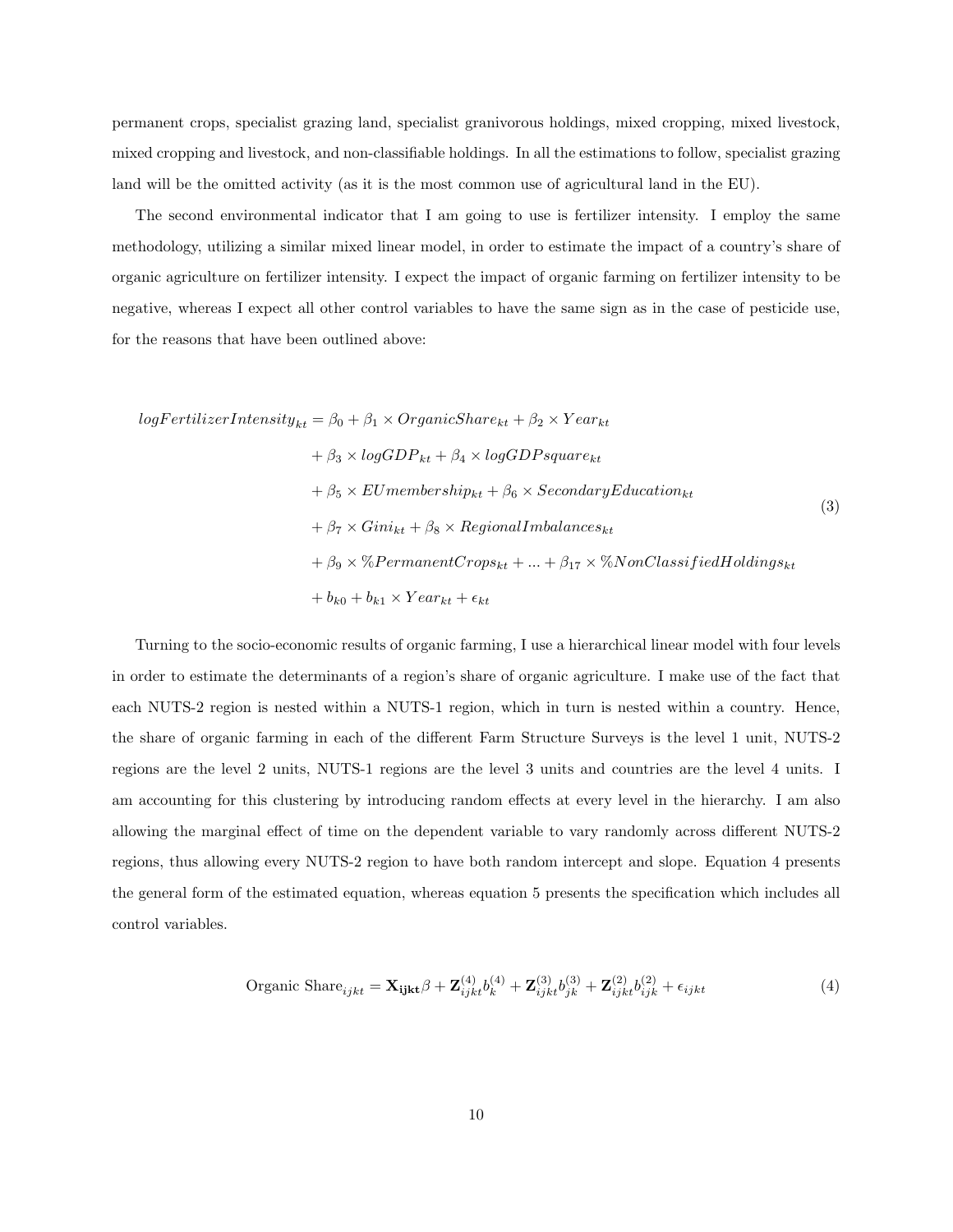permanent crops, specialist grazing land, specialist granivorous holdings, mixed cropping, mixed livestock, mixed cropping and livestock, and non-classifiable holdings. In all the estimations to follow, specialist grazing land will be the omitted activity (as it is the most common use of agricultural land in the EU).

The second environmental indicator that I am going to use is fertilizer intensity. I employ the same methodology, utilizing a similar mixed linear model, in order to estimate the impact of a country's share of organic agriculture on fertilizer intensity. I expect the impact of organic farming on fertilizer intensity to be negative, whereas I expect all other control variables to have the same sign as in the case of pesticide use, for the reasons that have been outlined above:

$$
\begin{aligned}
logFertilizerIntensity_{kt} = \beta_0 &+ \beta_1 \times OrganicShare_{kt} + \beta_2 \times Year_{kt} \\
&+ \beta_3 \times logGDP_{kt} + \beta_4 \times logGDPsquare_{kt} \\
&+ \beta_5 \times EUmembership_{kt} + \beta_6 \times SecondaryEducation_{kt} \\
&+ \beta_7 \times Gini_{kt} + \beta_8 \times RegionalImbalances_{kt} \\
&+ \beta_9 \times \%PermanentCrops_{kt} + ... + \beta_{17} \times \%NonClassifiedHoldings_{kt} \\
&+ b_{k0} + b_{k1} \times Year_{kt} + \epsilon_{kt}
\end{aligned} \tag{3}
$$

Turning to the socio-economic results of organic farming, I use a hierarchical linear model with four levels in order to estimate the determinants of a region's share of organic agriculture. I make use of the fact that each NUTS-2 region is nested within a NUTS-1 region, which in turn is nested within a country. Hence, the share of organic farming in each of the different Farm Structure Surveys is the level 1 unit, NUTS-2 regions are the level 2 units, NUTS-1 regions are the level 3 units and countries are the level 4 units. I am accounting for this clustering by introducing random effects at every level in the hierarchy. I am also allowing the marginal effect of time on the dependent variable to vary randomly across different NUTS-2 regions, thus allowing every NUTS-2 region to have both random intercept and slope. Equation 4 presents the general form of the estimated equation, whereas equation 5 presents the specification which includes all control variables.

$$
\text{Organic Share}_{ijkt} = \mathbf{X_{ijkt}}\beta + \mathbf{Z}^{(4)}_{ijkt} b^{(4)}_{k} + \mathbf{Z}^{(3)}_{ijkt} b^{(3)}_{jk} + \mathbf{Z}^{(2)}_{ijkt} b^{(2)}_{ijk} + \epsilon_{ijkt} \tag{4}
$$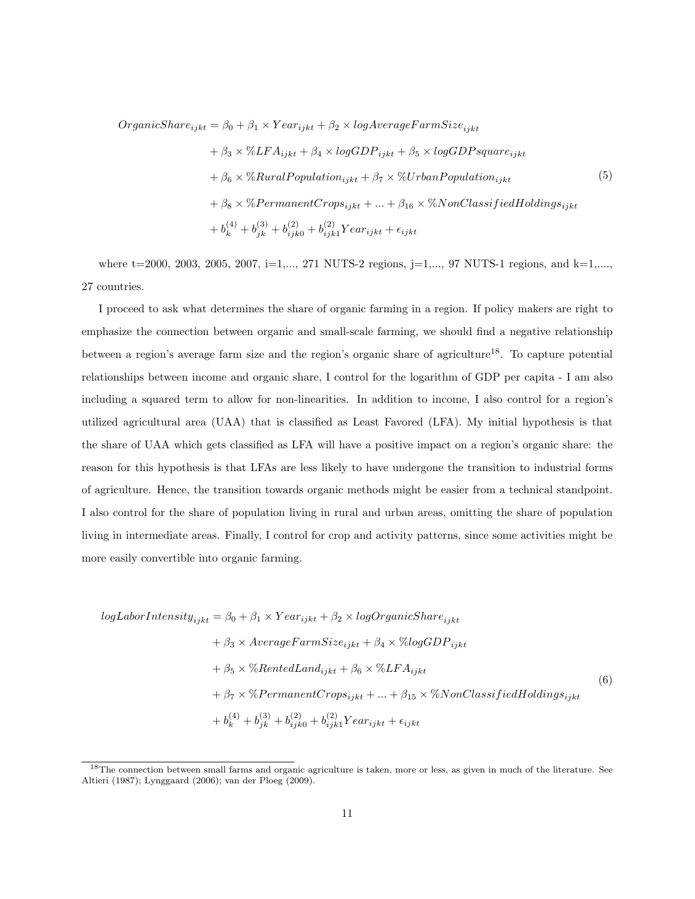$$
\begin{aligned}
OrganicShare_{ijkt} = \beta_0 &+ \beta_1 \times Year_{ijkt} + \beta_2 \times logAverageFarmSize_{ijkt} \\
&+ \beta_3 \times \%LFA_{ijkt} + \beta_4 \times logGDP_{ijkt} + \beta_5 \times logGDPsquare_{ijkt} \\
&+ \beta_6 \times \%RuralPopulation_{ijkt} + \beta_7 \times \%UrbanPopulation_{ijkt} \\
&+ \beta_8 \times \%PermanentCrops_{ijkt} + ... + \beta_{16} \times \%NonClassifiedHoldings_{ijkt} \\
&+ b_k^{(4)} + b_{jk}^{(3)} + b_{ijk0}^{(2)} + b_{ijk1}^{(2)} Year_{ijkt} + \epsilon_{ijkt}
\end{aligned} \tag{5}
$$

where t=2000, 2003, 2005, 2007, i=1,..., 271 NUTS-2 regions, j=1,..., 97 NUTS-1 regions, and k=1,...., 27 countries.

I proceed to ask what determines the share of organic farming in a region. If policy makers are right to emphasize the connection between organic and small-scale farming, we should find a negative relationship between a region's average farm size and the region's organic share of agriculture[18]. To capture potential relationships between income and organic share, I control for the logarithm of GDP per capita - I am also including a squared term to allow for non-linearities. In addition to income, I also control for a region's utilized agricultural area (UAA) that is classified as Least Favored (LFA). My initial hypothesis is that the share of UAA which gets classified as LFA will have a positive impact on a region's organic share: the reason for this hypothesis is that LFAs are less likely to have undergone the transition to industrial forms of agriculture. Hence, the transition towards organic methods might be easier from a technical standpoint. I also control for the share of population living in rural and urban areas, omitting the share of population living in intermediate areas. Finally, I control for crop and activity patterns, since some activities might be more easily convertible into organic farming.

$$
\begin{aligned}
logLaborIntensity_{ijkt} = \beta_0 &+ \beta_1 \times Year_{ijkt} + \beta_2 \times logOrganicShare_{ijkt} \\
&+ \beta_3 \times AverageFarmSize_{ijkt} + \beta_4 \times \%logGDP_{ijkt} \\
&+ \beta_5 \times \%RentedLand_{ijkt} + \beta_6 \times \%LFA_{ijkt} \\
&+ \beta_7 \times \%PermanentCrops_{ijkt} + ... + \beta_{15} \times \%NonClassifiedHoldings_{ijkt} \\
&+ b_k^{(4)} + b_{jk}^{(3)} + b_{ijk0}^{(2)} + b_{ijk1}^{(2)} Year_{ijkt} + \epsilon_{ijkt}
\end{aligned} \tag{6}
$$

[18] The connection between small farms and organic agriculture is taken, more or less, as given in much of the literature. See Altieri (1987); Lynggaard (2006); van der Ploeg (2009).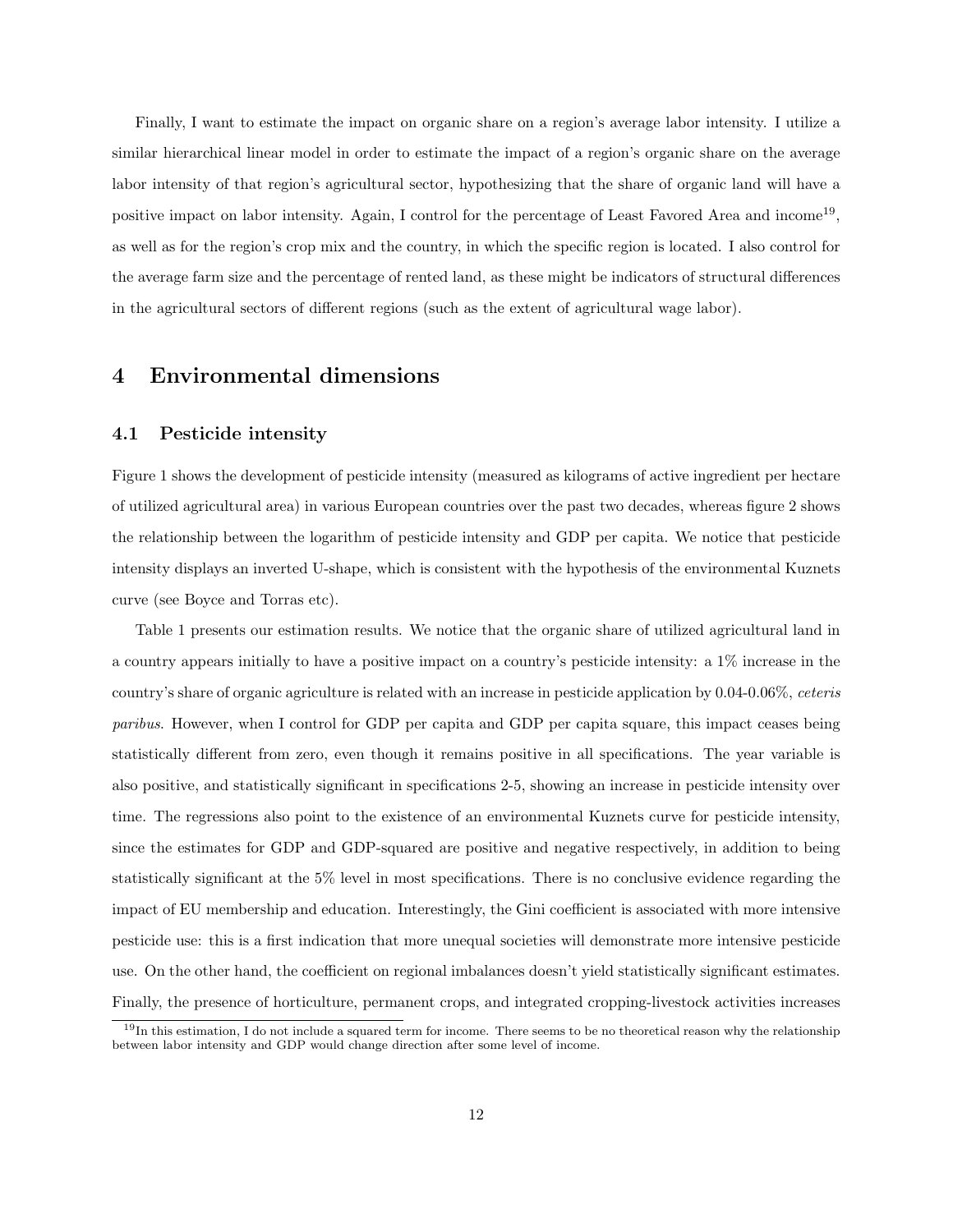Finally, I want to estimate the impact on organic share on a region's average labor intensity. I utilize a similar hierarchical linear model in order to estimate the impact of a region's organic share on the average labor intensity of that region's agricultural sector, hypothesizing that the share of organic land will have a positive impact on labor intensity. Again, I control for the percentage of Least Favored Area and income[19], as well as for the region's crop mix and the country, in which the specific region is located. I also control for the average farm size and the percentage of rented land, as these might be indicators of structural differences in the agricultural sectors of different regions (such as the extent of agricultural wage labor).

# 4 Environmental dimensions

## 4.1 Pesticide intensity

Figure 1 shows the development of pesticide intensity (measured as kilograms of active ingredient per hectare of utilized agricultural area) in various European countries over the past two decades, whereas figure 2 shows the relationship between the logarithm of pesticide intensity and GDP per capita. We notice that pesticide intensity displays an inverted U-shape, which is consistent with the hypothesis of the environmental Kuznets curve (see Boyce and Torras etc).

Table 1 presents our estimation results. We notice that the organic share of utilized agricultural land in a country appears initially to have a positive impact on a country's pesticide intensity: a 1% increase in the country's share of organic agriculture is related with an increase in pesticide application by 0.04-0.06%, *ceteris paribus*. However, when I control for GDP per capita and GDP per capita square, this impact ceases being statistically different from zero, even though it remains positive in all specifications. The year variable is also positive, and statistically significant in specifications 2-5, showing an increase in pesticide intensity over time. The regressions also point to the existence of an environmental Kuznets curve for pesticide intensity, since the estimates for GDP and GDP-squared are positive and negative respectively, in addition to being statistically significant at the 5% level in most specifications. There is no conclusive evidence regarding the impact of EU membership and education. Interestingly, the Gini coefficient is associated with more intensive pesticide use: this is a first indication that more unequal societies will demonstrate more intensive pesticide use. On the other hand, the coefficient on regional imbalances doesn't yield statistically significant estimates. Finally, the presence of horticulture, permanent crops, and integrated cropping-livestock activities increases

[19] In this estimation, I do not include a squared term for income. There seems to be no theoretical reason why the relationship between labor intensity and GDP would change direction after some level of income.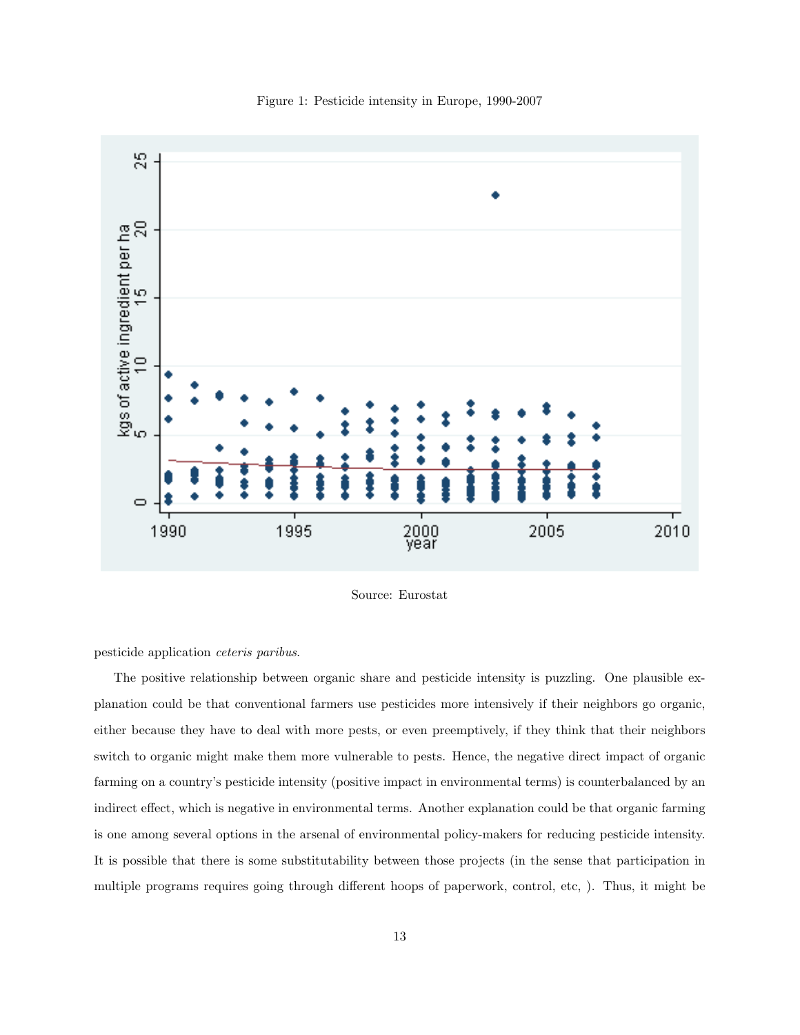Figure 1: Pesticide intensity in Europe, 1990-2007

Source: Eurostat

pesticide application *ceteris paribus*.

The positive relationship between organic share and pesticide intensity is puzzling. One plausible explanation could be that conventional farmers use pesticides more intensively if their neighbors go organic, either because they have to deal with more pests, or even preemptively, if they think that their neighbors switch to organic might make them more vulnerable to pests. Hence, the negative direct impact of organic farming on a country's pesticide intensity (positive impact in environmental terms) is counterbalanced by an indirect effect, which is negative in environmental terms. Another explanation could be that organic farming is one among several options in the arsenal of environmental policy-makers for reducing pesticide intensity. It is possible that there is some substitutability between those projects (in the sense that participation in multiple programs requires going through different hoops of paperwork, control, etc, ). Thus, it might be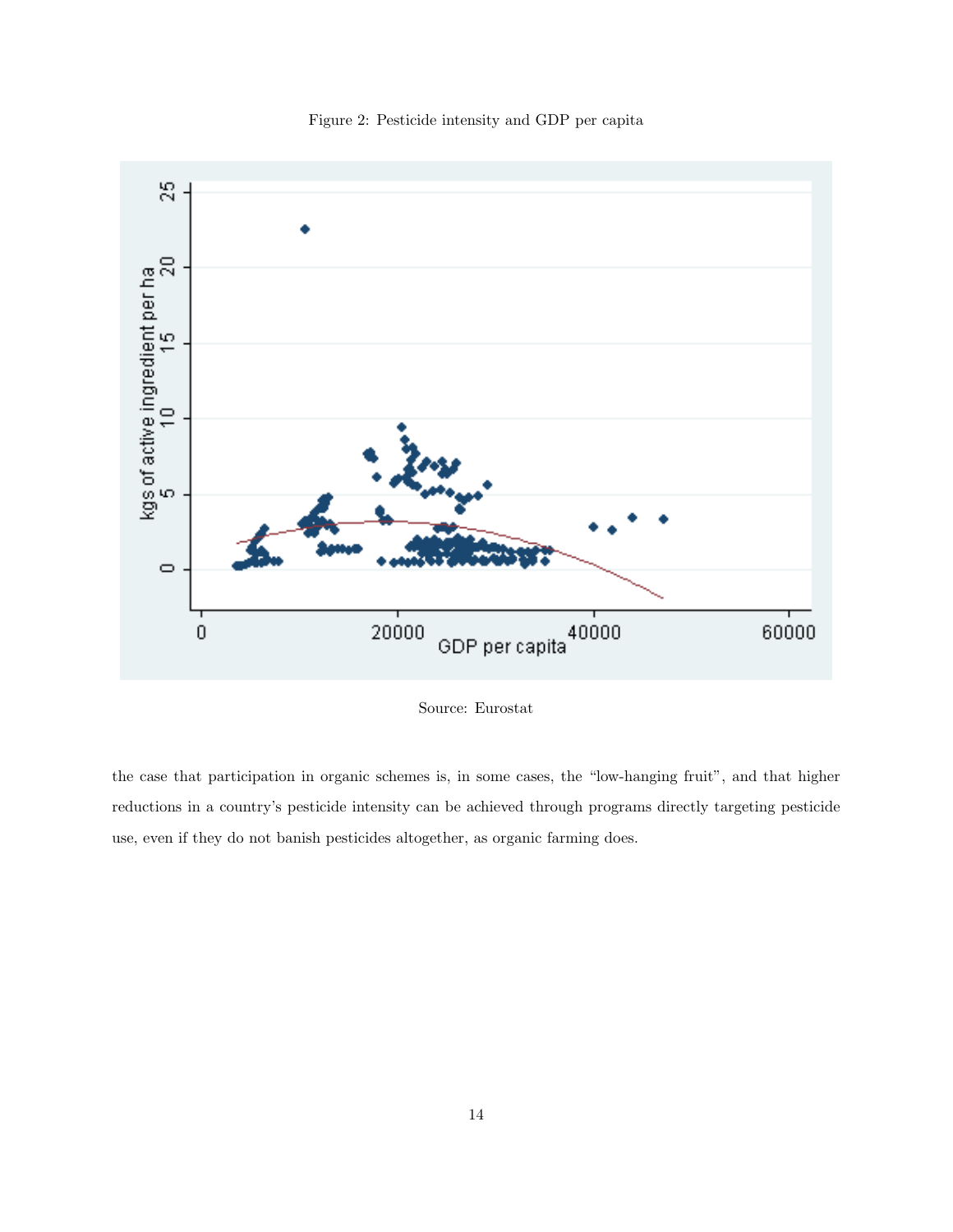Figure 2: Pesticide intensity and GDP per capita

Source: Eurostat

the case that participation in organic schemes is, in some cases, the "low-hanging fruit", and that higher reductions in a country's pesticide intensity can be achieved through programs directly targeting pesticide use, even if they do not banish pesticides altogether, as organic farming does.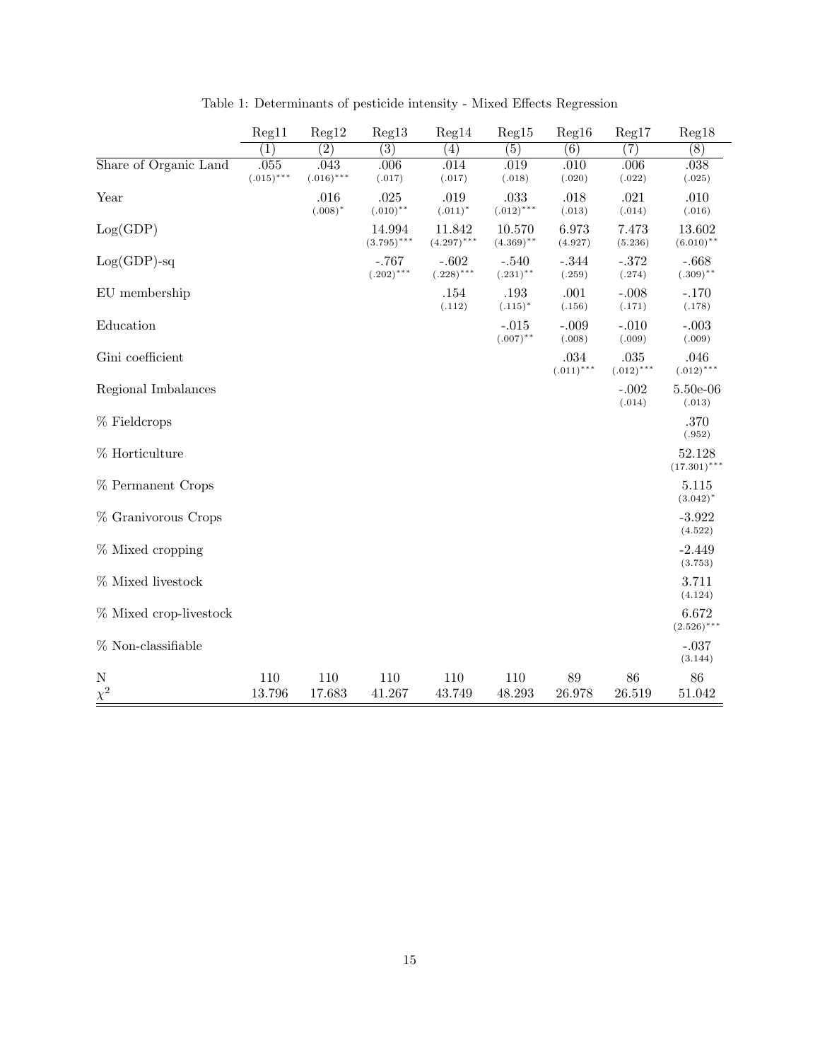Table 1: Determinants of pesticide intensity - Mixed Effects Regression

| | Reg11 | Reg12 | Reg13 | Reg14 | Reg15 | Reg16 | Reg17 | Reg18 |
|---|---|---|---|---|---|---|---|---|
| | (1) | (2) | (3) | (4) | (5) | (6) | (7) | (8) |
| Share of Organic Land | .055 (.015)*** | .043 (.016)*** | .006 (.017) | .014 (.017) | .019 (.018) | .010 (.020) | .006 (.022) | .038 (.025) |
| Year | | .016 (.008)* | .025 (.010)** | .019 (.011)* | .033 (.012)*** | .018 (.013) | .021 (.014) | .010 (.016) |
| Log(GDP) | | | 14.994 (3.795)*** | 11.842 (4.297)*** | 10.570 (4.369)** | 6.973 (4.927) | 7.473 (5.236) | 13.602 (6.010)** |
| Log(GDP)-sq | | | -.767 (.202)*** | -.602 (.228)*** | -.540 (.231)** | -.344 (.259) | -.372 (.274) | -.668 (.309)** |
| EU membership | | | | .154 (.112) | .193 (.115)* | .001 (.156) | -.008 (.171) | -.170 (.178) |
| Education | | | | | -.015 (.007)** | -.009 (.008) | -.010 (.009) | -.003 (.009) |
| Gini coefficient | | | | | | .034 (.011)*** | .035 (.012)*** | .046 (.012)*** |
| Regional Imbalances | | | | | | | -.002 (.014) | 5.50e-06 (.013) |
| % Fieldcrops | | | | | | | | .370 (.952) |
| % Horticulture | | | | | | | | 52.128 (17.301)*** |
| % Permanent Crops | | | | | | | | 5.115 (3.042)* |
| % Granivorous Crops | | | | | | | | -3.922 (4.522) |
| % Mixed cropping | | | | | | | | -2.449 (3.753) |
| % Mixed livestock | | | | | | | | 3.711 (4.124) |
| % Mixed crop-livestock | | | | | | | | 6.672 (2.526)*** |
| % Non-classifiable | | | | | | | | -.037 (3.144) |
| N | 110 | 110 | 110 | 110 | 110 | 89 | 86 | 86 |
| $\chi^2$ | 13.796 | 17.683 | 41.267 | 43.749 | 48.293 | 26.978 | 26.519 | 51.042 |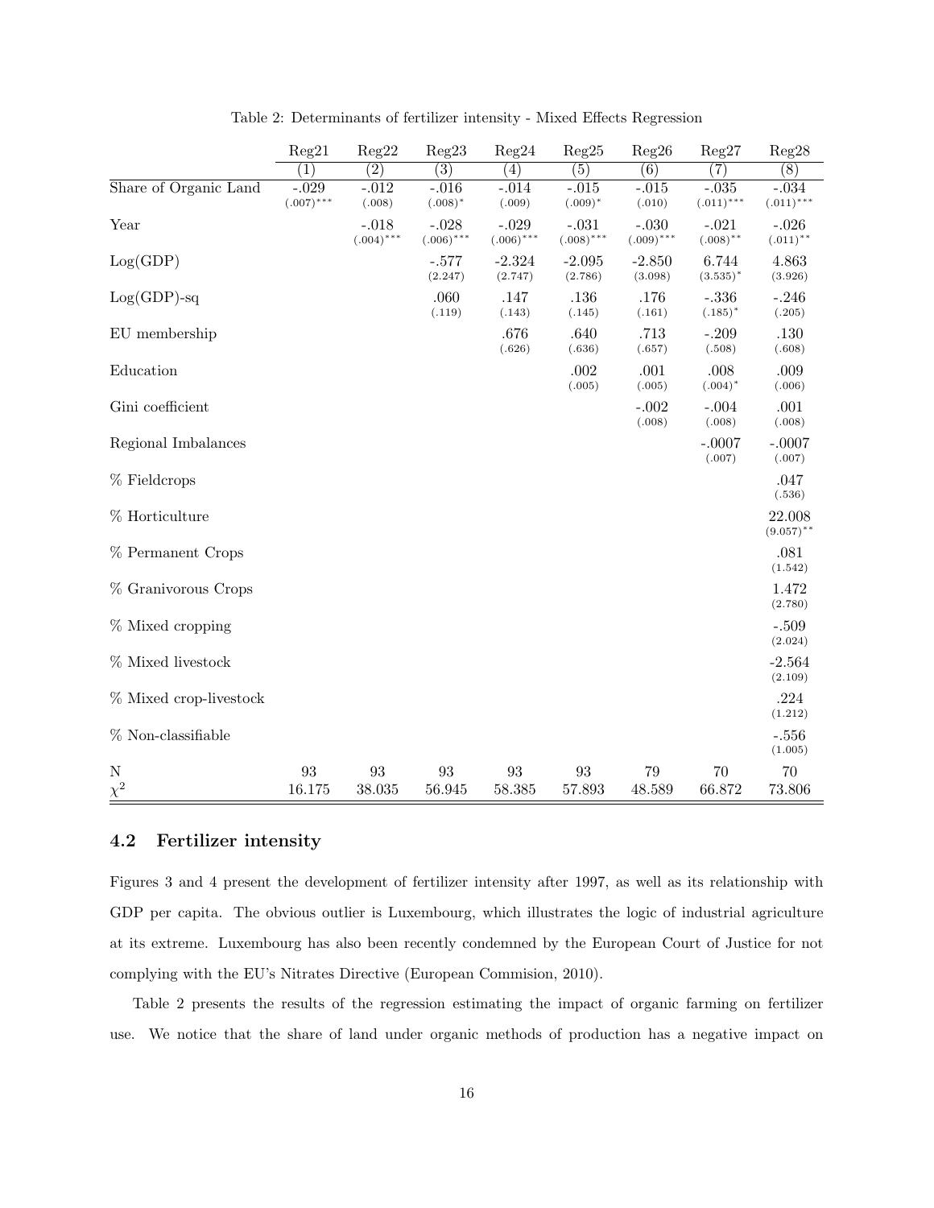Table 2: Determinants of fertilizer intensity - Mixed Effects Regression

| | Reg21 | Reg22 | Reg23 | Reg24 | Reg25 | Reg26 | Reg27 | Reg28 |
|---|---|---|---|---|---|---|---|---|
| | (1) | (2) | (3) | (4) | (5) | (6) | (7) | (8) |
| Share of Organic Land | -.029 (.007)*** | -.012 (.008) | -.016 (.008)* | -.014 (.009) | -.015 (.009)* | -.015 (.010) | -.035 (.011)*** | -.034 (.011)*** |
| Year | | -.018 (.004)*** | -.028 (.006)*** | -.029 (.006)*** | -.031 (.008)*** | -.030 (.009)*** | -.021 (.008)** | -.026 (.011)** |
| Log(GDP) | | | -.577 (2.247) | -2.324 (2.747) | -2.095 (2.786) | -2.850 (3.098) | 6.744 (3.535)* | 4.863 (3.926) |
| Log(GDP)-sq | | | .060 (.119) | .147 (.143) | .136 (.145) | .176 (.161) | -.336 (.185)* | -.246 (.205) |
| EU membership | | | | .676 (.626) | .640 (.636) | .713 (.657) | -.209 (.508) | .130 (.608) |
| Education | | | | | .002 (.005) | .001 (.005) | .008 (.004)* | .009 (.006) |
| Gini coefficient | | | | | | -.002 (.008) | -.004 (.008) | .001 (.008) |
| Regional Imbalances | | | | | | | -.0007 (.007) | -.0007 (.007) |
| % Fieldcrops | | | | | | | | .047 (.536) |
| % Horticulture | | | | | | | | 22.008 (9.057)** |
| % Permanent Crops | | | | | | | | .081 (1.542) |
| % Granivorous Crops | | | | | | | | 1.472 (2.780) |
| % Mixed cropping | | | | | | | | -.509 (2.024) |
| % Mixed livestock | | | | | | | | -2.564 (2.109) |
| % Mixed crop-livestock | | | | | | | | .224 (1.212) |
| % Non-classifiable | | | | | | | | -.556 (1.005) |
| N | 93 | 93 | 93 | 93 | 93 | 79 | 70 | 70 |
| $\chi^2$ | 16.175 | 38.035 | 56.945 | 58.385 | 57.893 | 48.589 | 66.872 | 73.806 |

### 4.2 Fertilizer intensity

Figures 3 and 4 present the development of fertilizer intensity after 1997, as well as its relationship with GDP per capita. The obvious outlier is Luxembourg, which illustrates the logic of industrial agriculture at its extreme. Luxembourg has also been recently condemned by the European Court of Justice for not complying with the EU's Nitrates Directive (European Commision, 2010).

Table 2 presents the results of the regression estimating the impact of organic farming on fertilizer use. We notice that the share of land under organic methods of production has a negative impact on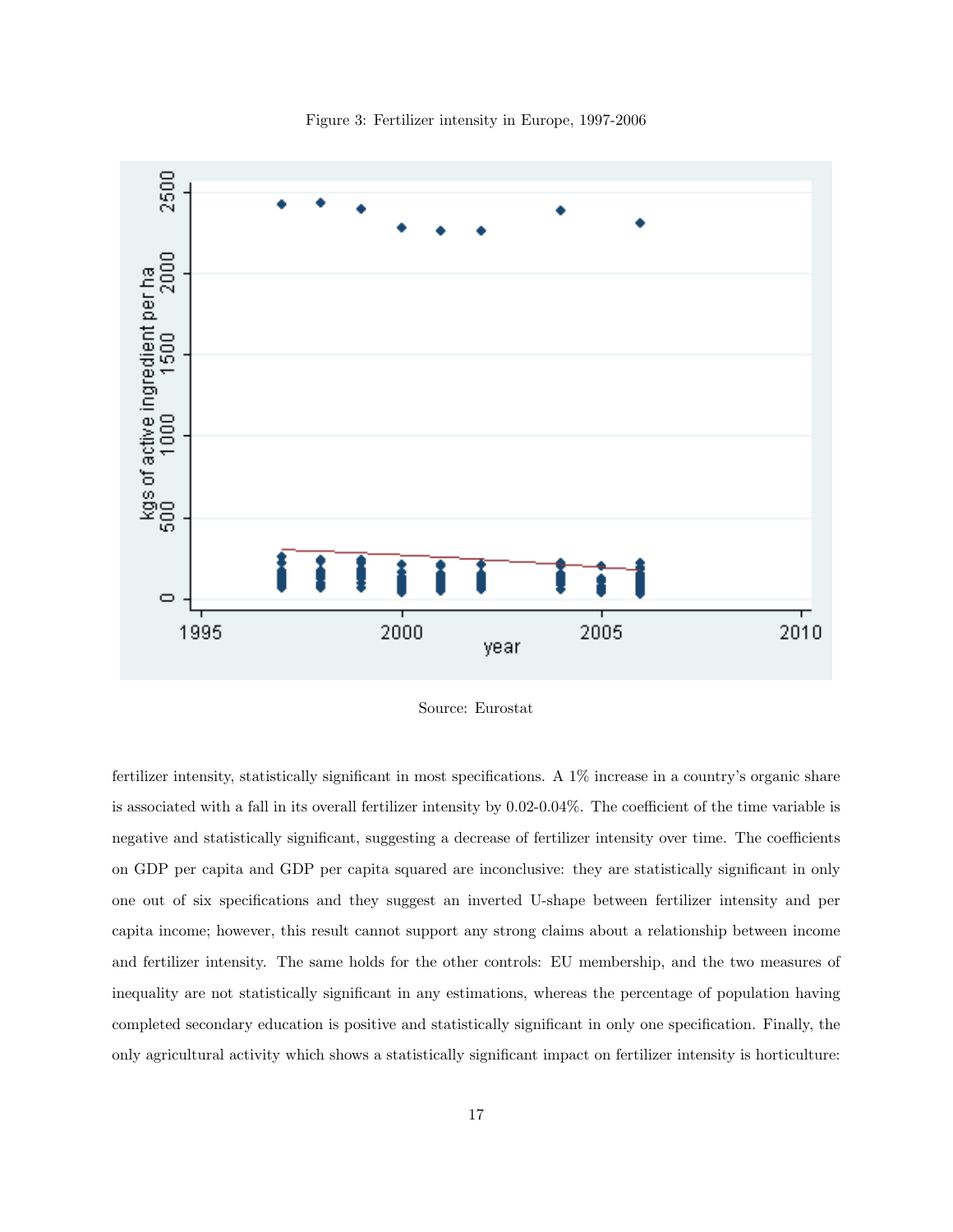Figure 3: Fertilizer intensity in Europe, 1997-2006

Source: Eurostat

fertilizer intensity, statistically significant in most specifications. A 1% increase in a country's organic share is associated with a fall in its overall fertilizer intensity by 0.02-0.04%. The coefficient of the time variable is negative and statistically significant, suggesting a decrease of fertilizer intensity over time. The coefficients on GDP per capita and GDP per capita squared are inconclusive: they are statistically significant in only one out of six specifications and they suggest an inverted U-shape between fertilizer intensity and per capita income; however, this result cannot support any strong claims about a relationship between income and fertilizer intensity. The same holds for the other controls: EU membership, and the two measures of inequality are not statistically significant in any estimations, whereas the percentage of population having completed secondary education is positive and statistically significant in only one specification. Finally, the only agricultural activity which shows a statistically significant impact on fertilizer intensity is horticulture: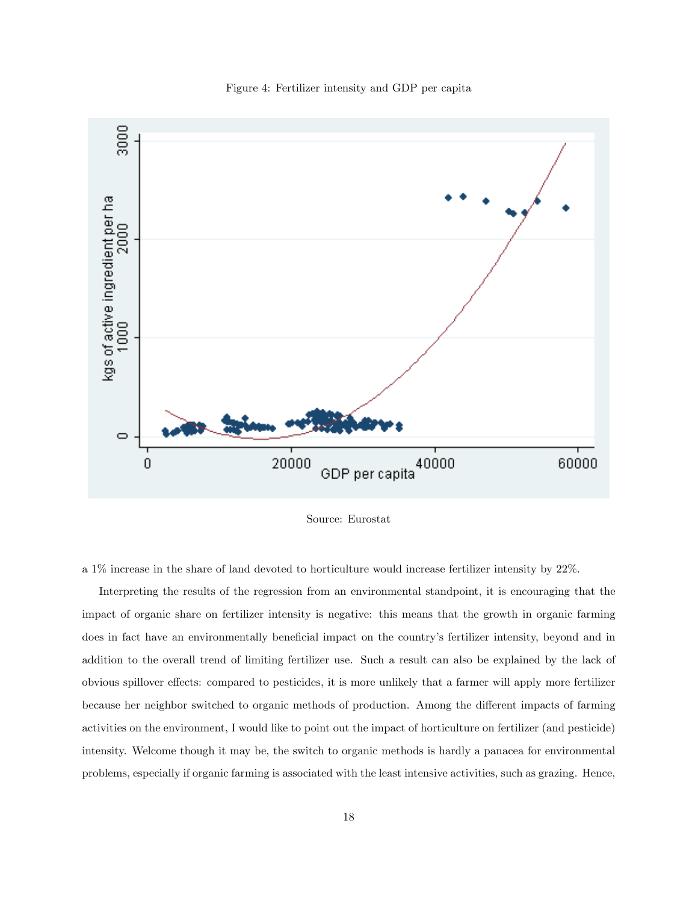Figure 4: Fertilizer intensity and GDP per capita

Source: Eurostat

a 1% increase in the share of land devoted to horticulture would increase fertilizer intensity by 22%.

Interpreting the results of the regression from an environmental standpoint, it is encouraging that the impact of organic share on fertilizer intensity is negative: this means that the growth in organic farming does in fact have an environmentally beneficial impact on the country's fertilizer intensity, beyond and in addition to the overall trend of limiting fertilizer use. Such a result can also be explained by the lack of obvious spillover effects: compared to pesticides, it is more unlikely that a farmer will apply more fertilizer because her neighbor switched to organic methods of production. Among the different impacts of farming activities on the environment, I would like to point out the impact of horticulture on fertilizer (and pesticide) intensity. Welcome though it may be, the switch to organic methods is hardly a panacea for environmental problems, especially if organic farming is associated with the least intensive activities, such as grazing. Hence,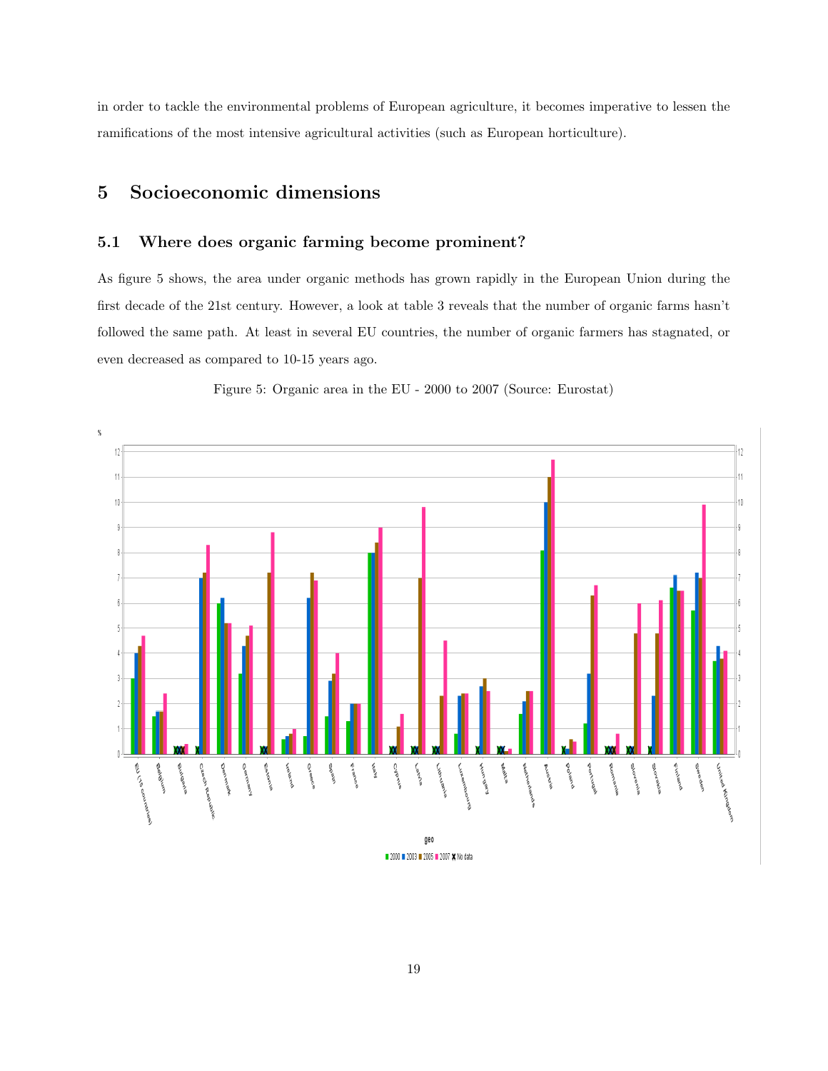in order to tackle the environmental problems of European agriculture, it becomes imperative to lessen the ramifications of the most intensive agricultural activities (such as European horticulture).

# 5 Socioeconomic dimensions

## 5.1 Where does organic farming become prominent?

As figure 5 shows, the area under organic methods has grown rapidly in the European Union during the first decade of the 21st century. However, a look at table 3 reveals that the number of organic farms hasn't followed the same path. At least in several EU countries, the number of organic farmers has stagnated, or even decreased as compared to 10-15 years ago.

Figure 5: Organic area in the EU - 2000 to 2007 (Source: Eurostat)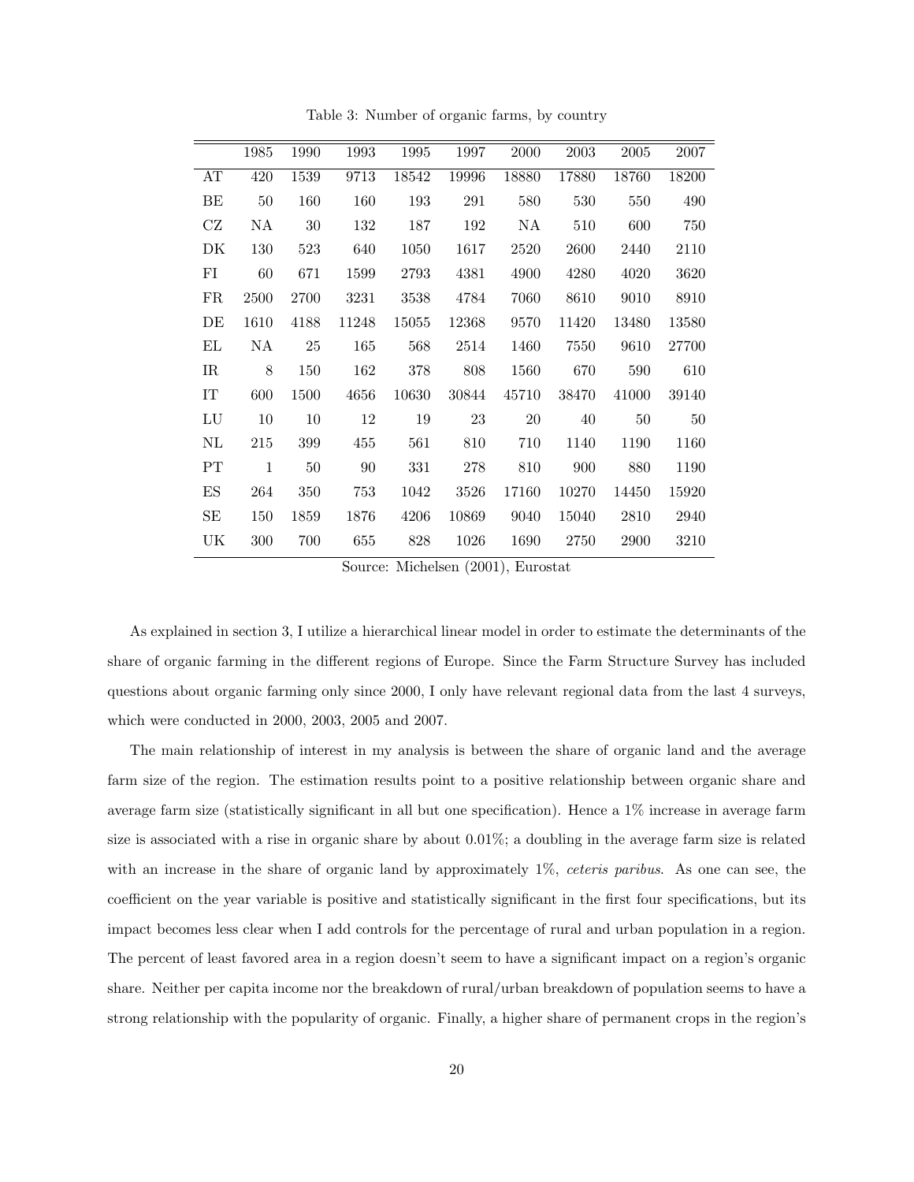Table 3: Number of organic farms, by country

| | 1985 | 1990 | 1993 | 1995 | 1997 | 2000 | 2003 | 2005 | 2007 |
|---|---|---|---|---|---|---|---|---|---|
| AT | 420 | 1539 | 9713 | 18542 | 19996 | 18880 | 17880 | 18760 | 18200 |
| BE | 50 | 160 | 160 | 193 | 291 | 580 | 530 | 550 | 490 |
| CZ | NA | 30 | 132 | 187 | 192 | NA | 510 | 600 | 750 |
| DK | 130 | 523 | 640 | 1050 | 1617 | 2520 | 2600 | 2440 | 2110 |
| FI | 60 | 671 | 1599 | 2793 | 4381 | 4900 | 4280 | 4020 | 3620 |
| FR | 2500 | 2700 | 3231 | 3538 | 4784 | 7060 | 8610 | 9010 | 8910 |
| DE | 1610 | 4188 | 11248 | 15055 | 12368 | 9570 | 11420 | 13480 | 13580 |
| EL | NA | 25 | 165 | 568 | 2514 | 1460 | 7550 | 9610 | 27700 |
| IR | 8 | 150 | 162 | 378 | 808 | 1560 | 670 | 590 | 610 |
| IT | 600 | 1500 | 4656 | 10630 | 30844 | 45710 | 38470 | 41000 | 39140 |
| LU | 10 | 10 | 12 | 19 | 23 | 20 | 40 | 50 | 50 |
| NL | 215 | 399 | 455 | 561 | 810 | 710 | 1140 | 1190 | 1160 |
| PT | 1 | 50 | 90 | 331 | 278 | 810 | 900 | 880 | 1190 |
| ES | 264 | 350 | 753 | 1042 | 3526 | 17160 | 10270 | 14450 | 15920 |
| SE | 150 | 1859 | 1876 | 4206 | 10869 | 9040 | 15040 | 2810 | 2940 |
| UK | 300 | 700 | 655 | 828 | 1026 | 1690 | 2750 | 2900 | 3210 |

Source: Michelsen (2001), Eurostat

As explained in section 3, I utilize a hierarchical linear model in order to estimate the determinants of the share of organic farming in the different regions of Europe. Since the Farm Structure Survey has included questions about organic farming only since 2000, I only have relevant regional data from the last 4 surveys, which were conducted in 2000, 2003, 2005 and 2007.

The main relationship of interest in my analysis is between the share of organic land and the average farm size of the region. The estimation results point to a positive relationship between organic share and average farm size (statistically significant in all but one specification). Hence a 1% increase in average farm size is associated with a rise in organic share by about 0.01%; a doubling in the average farm size is related with an increase in the share of organic land by approximately 1%, *ceteris paribus*. As one can see, the coefficient on the year variable is positive and statistically significant in the first four specifications, but its impact becomes less clear when I add controls for the percentage of rural and urban population in a region. The percent of least favored area in a region doesn't seem to have a significant impact on a region's organic share. Neither per capita income nor the breakdown of rural/urban breakdown of population seems to have a strong relationship with the popularity of organic. Finally, a higher share of permanent crops in the region's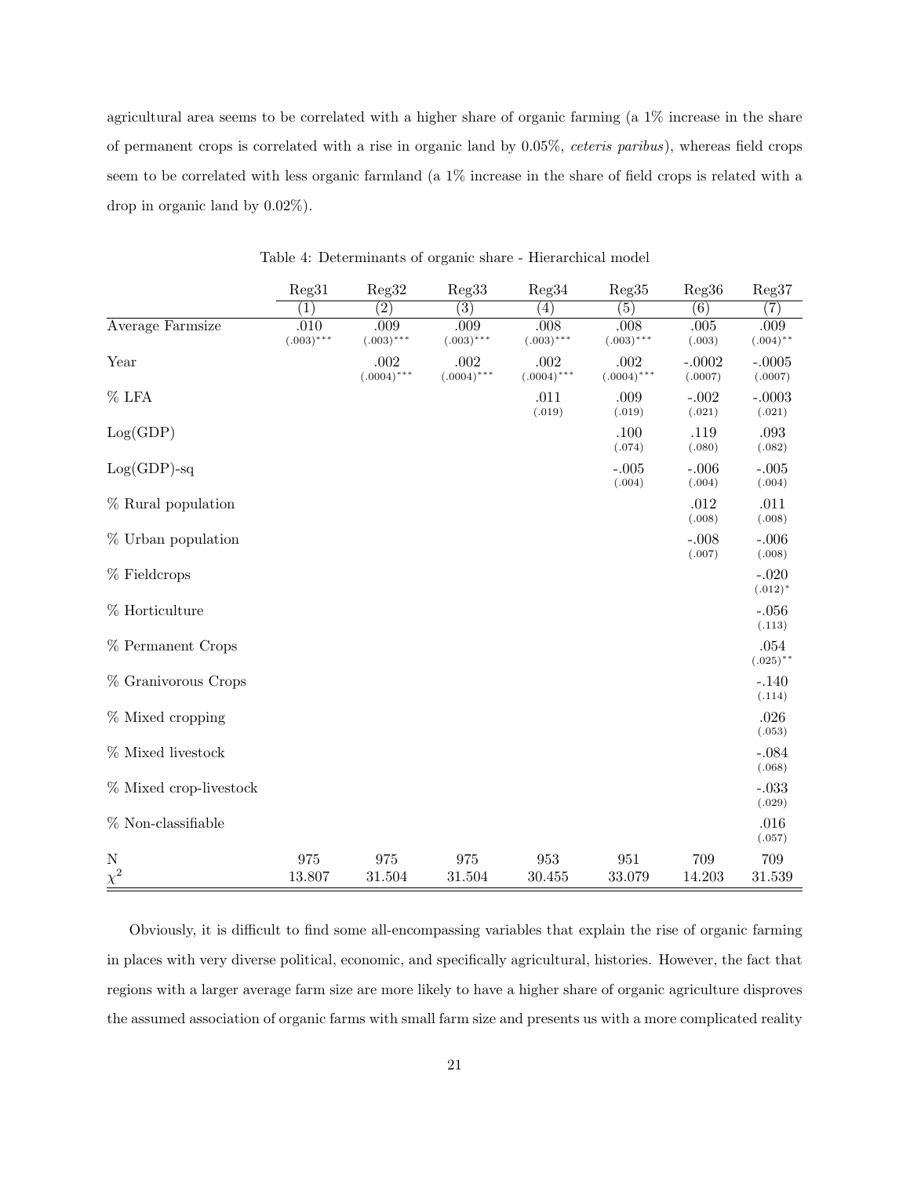agricultural area seems to be correlated with a higher share of organic farming (a 1% increase in the share of permanent crops is correlated with a rise in organic land by 0.05%, *ceteris paribus*), whereas field crops seem to be correlated with less organic farmland (a 1% increase in the share of field crops is related with a drop in organic land by 0.02%).

Table 4: Determinants of organic share - Hierarchical model

| | Reg31 | Reg32 | Reg33 | Reg34 | Reg35 | Reg36 | Reg37 |
|---|---|---|---|---|---|---|---|
| | (1) | (2) | (3) | (4) | (5) | (6) | (7) |
| Average Farmsize | .010 $(.003)^{***}$ | .009 $(.003)^{***}$ | .009 $(.003)^{***}$ | .008 $(.003)^{***}$ | .008 $(.003)^{***}$ | .005 (.003) | .009 $(.004)^{**}$ |
| Year | | .002 $(.0004)^{***}$ | .002 $(.0004)^{***}$ | .002 $(.0004)^{***}$ | .002 $(.0004)^{***}$ | -.0002 (.0007) | -.0005 (.0007) |
| % LFA | | | | .011 (.019) | .009 (.019) | -.002 (.021) | -.0003 (.021) |
| Log(GDP) | | | | | .100 (.074) | .119 (.080) | .093 (.082) |
| Log(GDP)-sq | | | | | -.005 (.004) | -.006 (.004) | -.005 (.004) |
| % Rural population | | | | | | .012 (.008) | .011 (.008) |
| % Urban population | | | | | | -.008 (.007) | -.006 (.008) |
| % Fieldcrops | | | | | | | -.020 $(.012)^{*}$ |
| % Horticulture | | | | | | | -.056 (.113) |
| % Permanent Crops | | | | | | | .054 $(.025)^{**}$ |
| % Granivorous Crops | | | | | | | -.140 (.114) |
| % Mixed cropping | | | | | | | .026 (.053) |
| % Mixed livestock | | | | | | | -.084 (.068) |
| % Mixed crop-livestock | | | | | | | -.033 (.029) |
| % Non-classifiable | | | | | | | .016 (.057) |
| N | 975 | 975 | 975 | 953 | 951 | 709 | 709 |
| $\chi^2$ | 13.807 | 31.504 | 31.504 | 30.455 | 33.079 | 14.203 | 31.539 |

Obviously, it is difficult to find some all-encompassing variables that explain the rise of organic farming in places with very diverse political, economic, and specifically agricultural, histories. However, the fact that regions with a larger average farm size are more likely to have a higher share of organic agriculture disproves the assumed association of organic farms with small farm size and presents us with a more complicated reality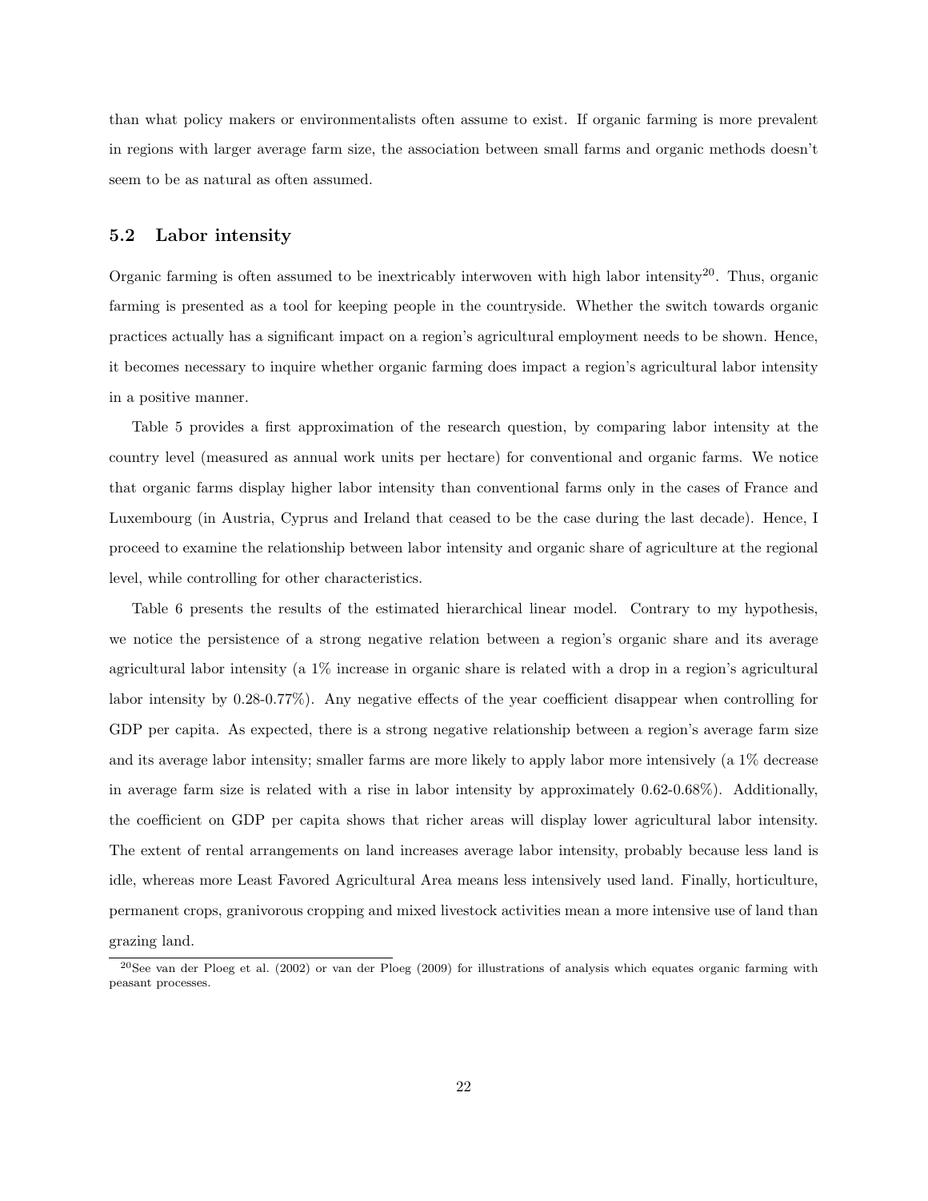than what policy makers or environmentalists often assume to exist. If organic farming is more prevalent in regions with larger average farm size, the association between small farms and organic methods doesn't seem to be as natural as often assumed.

### 5.2 Labor intensity

Organic farming is often assumed to be inextricably interwoven with high labor intensity[20]. Thus, organic farming is presented as a tool for keeping people in the countryside. Whether the switch towards organic practices actually has a significant impact on a region's agricultural employment needs to be shown. Hence, it becomes necessary to inquire whether organic farming does impact a region's agricultural labor intensity in a positive manner.

Table 5 provides a first approximation of the research question, by comparing labor intensity at the country level (measured as annual work units per hectare) for conventional and organic farms. We notice that organic farms display higher labor intensity than conventional farms only in the cases of France and Luxembourg (in Austria, Cyprus and Ireland that ceased to be the case during the last decade). Hence, I proceed to examine the relationship between labor intensity and organic share of agriculture at the regional level, while controlling for other characteristics.

Table 6 presents the results of the estimated hierarchical linear model. Contrary to my hypothesis, we notice the persistence of a strong negative relation between a region's organic share and its average agricultural labor intensity (a 1% increase in organic share is related with a drop in a region's agricultural labor intensity by 0.28-0.77%). Any negative effects of the year coefficient disappear when controlling for GDP per capita. As expected, there is a strong negative relationship between a region's average farm size and its average labor intensity; smaller farms are more likely to apply labor more intensively (a 1% decrease in average farm size is related with a rise in labor intensity by approximately 0.62-0.68%). Additionally, the coefficient on GDP per capita shows that richer areas will display lower agricultural labor intensity. The extent of rental arrangements on land increases average labor intensity, probably because less land is idle, whereas more Least Favored Agricultural Area means less intensively used land. Finally, horticulture, permanent crops, granivorous cropping and mixed livestock activities mean a more intensive use of land than grazing land.

[20] See van der Ploeg et al. (2002) or van der Ploeg (2009) for illustrations of analysis which equates organic farming with peasant processes.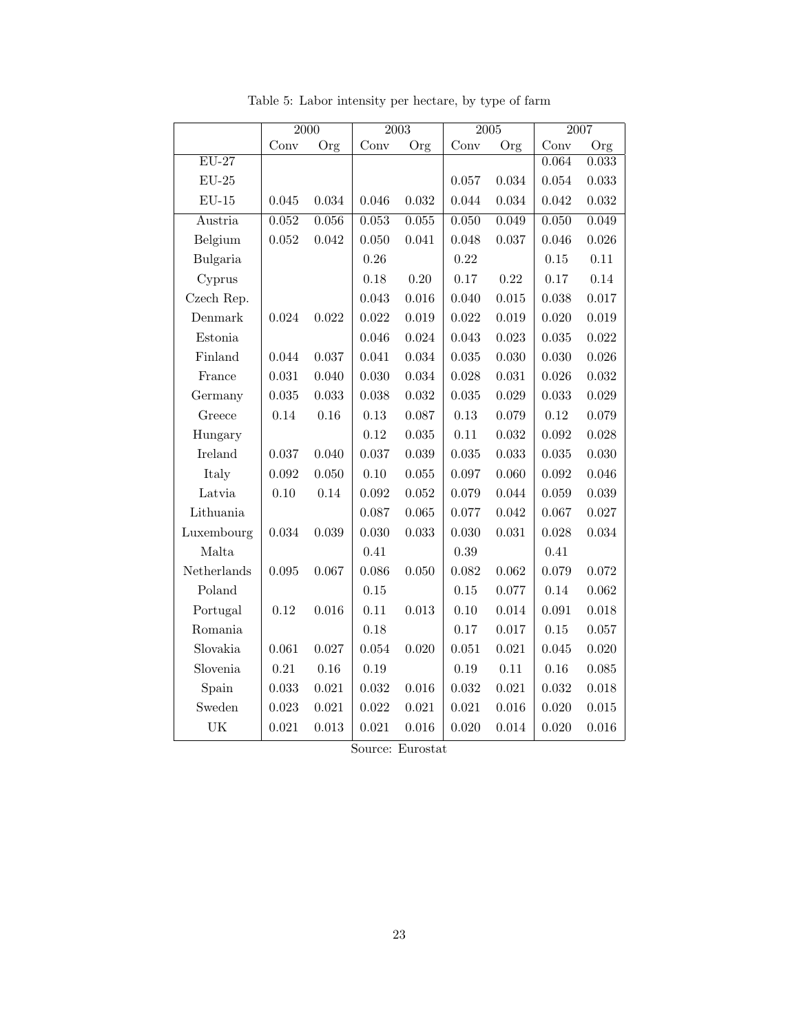Table 5: Labor intensity per hectare, by type of farm

| | 2000 | | 2003 | | 2005 | | 2007 | |
|---|---|---|---|---|---|---|---|---|
| | Conv | Org | Conv | Org | Conv | Org | Conv | Org |
| EU-27 | | | | | | | 0.064 | 0.033 |
| EU-25 | | | | | 0.057 | 0.034 | 0.054 | 0.033 |
| EU-15 | 0.045 | 0.034 | 0.046 | 0.032 | 0.044 | 0.034 | 0.042 | 0.032 |
| Austria | 0.052 | 0.056 | 0.053 | 0.055 | 0.050 | 0.049 | 0.050 | 0.049 |
| Belgium | 0.052 | 0.042 | 0.050 | 0.041 | 0.048 | 0.037 | 0.046 | 0.026 |
| Bulgaria | | | 0.26 | | 0.22 | | 0.15 | 0.11 |
| Cyprus | | | 0.18 | 0.20 | 0.17 | 0.22 | 0.17 | 0.14 |
| Czech Rep. | | | 0.043 | 0.016 | 0.040 | 0.015 | 0.038 | 0.017 |
| Denmark | 0.024 | 0.022 | 0.022 | 0.019 | 0.022 | 0.019 | 0.020 | 0.019 |
| Estonia | | | 0.046 | 0.024 | 0.043 | 0.023 | 0.035 | 0.022 |
| Finland | 0.044 | 0.037 | 0.041 | 0.034 | 0.035 | 0.030 | 0.030 | 0.026 |
| France | 0.031 | 0.040 | 0.030 | 0.034 | 0.028 | 0.031 | 0.026 | 0.032 |
| Germany | 0.035 | 0.033 | 0.038 | 0.032 | 0.035 | 0.029 | 0.033 | 0.029 |
| Greece | 0.14 | 0.16 | 0.13 | 0.087 | 0.13 | 0.079 | 0.12 | 0.079 |
| Hungary | | | 0.12 | 0.035 | 0.11 | 0.032 | 0.092 | 0.028 |
| Ireland | 0.037 | 0.040 | 0.037 | 0.039 | 0.035 | 0.033 | 0.035 | 0.030 |
| Italy | 0.092 | 0.050 | 0.10 | 0.055 | 0.097 | 0.060 | 0.092 | 0.046 |
| Latvia | 0.10 | 0.14 | 0.092 | 0.052 | 0.079 | 0.044 | 0.059 | 0.039 |
| Lithuania | | | 0.087 | 0.065 | 0.077 | 0.042 | 0.067 | 0.027 |
| Luxembourg | 0.034 | 0.039 | 0.030 | 0.033 | 0.030 | 0.031 | 0.028 | 0.034 |
| Malta | | | 0.41 | | 0.39 | | 0.41 | |
| Netherlands | 0.095 | 0.067 | 0.086 | 0.050 | 0.082 | 0.062 | 0.079 | 0.072 |
| Poland | | | 0.15 | | 0.15 | 0.077 | 0.14 | 0.062 |
| Portugal | 0.12 | 0.016 | 0.11 | 0.013 | 0.10 | 0.014 | 0.091 | 0.018 |
| Romania | | | 0.18 | | 0.17 | 0.017 | 0.15 | 0.057 |
| Slovakia | 0.061 | 0.027 | 0.054 | 0.020 | 0.051 | 0.021 | 0.045 | 0.020 |
| Slovenia | 0.21 | 0.16 | 0.19 | | 0.19 | 0.11 | 0.16 | 0.085 |
| Spain | 0.033 | 0.021 | 0.032 | 0.016 | 0.032 | 0.021 | 0.032 | 0.018 |
| Sweden | 0.023 | 0.021 | 0.022 | 0.021 | 0.021 | 0.016 | 0.020 | 0.015 |
| UK | 0.021 | 0.013 | 0.021 | 0.016 | 0.020 | 0.014 | 0.020 | 0.016 |

Source: Eurostat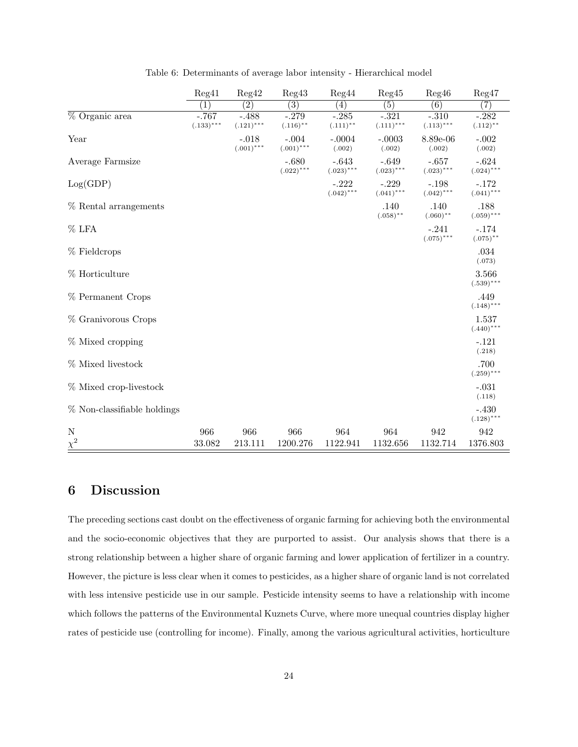Table 6: Determinants of average labor intensity - Hierarchical model

| | Reg41 | Reg42 | Reg43 | Reg44 | Reg45 | Reg46 | Reg47 |
|---|---|---|---|---|---|---|---|
| | (1) | (2) | (3) | (4) | (5) | (6) | (7) |
| % Organic area | -.767 (.133)*** | -.488 (.121)*** | -.279 (.116)** | -.285 (.111)** | -.321 (.111)*** | -.310 (.113)*** | -.282 (.112)** |
| Year | | -.018 (.001)*** | -.004 (.001)*** | -.0004 (.002) | -.0003 (.002) | 8.89e-06 (.002) | -.002 (.002) |
| Average Farmsize | | | -.680 (.022)*** | -.643 (.023)*** | -.649 (.023)*** | -.657 (.023)*** | -.624 (.024)*** |
| Log(GDP) | | | | -.222 (.042)*** | -.229 (.041)*** | -.198 (.042)*** | -.172 (.041)*** |
| % Rental arrangements | | | | | .140 (.058)** | .140 (.060)** | .188 (.059)*** |
| % LFA | | | | | | -.241 (.075)*** | -.174 (.075)** |
| % Fieldcrops | | | | | | | .034 (.073) |
| % Horticulture | | | | | | | 3.566 (.539)*** |
| % Permanent Crops | | | | | | | .449 (.148)*** |
| % Granivorous Crops | | | | | | | 1.537 (.440)*** |
| % Mixed cropping | | | | | | | -.121 (.218) |
| % Mixed livestock | | | | | | | .700 (.259)*** |
| % Mixed crop-livestock | | | | | | | -.031 (.118) |
| % Non-classifiable holdings | | | | | | | -.430 (.128)*** |
| N | 966 | 966 | 966 | 964 | 964 | 942 | 942 |
| $\chi^2$ | 33.082 | 213.111 | 1200.276 | 1122.941 | 1132.656 | 1132.714 | 1376.803 |

## 6 Discussion

The preceding sections cast doubt on the effectiveness of organic farming for achieving both the environmental and the socio-economic objectives that they are purported to assist. Our analysis shows that there is a strong relationship between a higher share of organic farming and lower application of fertilizer in a country. However, the picture is less clear when it comes to pesticides, as a higher share of organic land is not correlated with less intensive pesticide use in our sample. Pesticide intensity seems to have a relationship with income which follows the patterns of the Environmental Kuznets Curve, where more unequal countries display higher rates of pesticide use (controlling for income). Finally, among the various agricultural activities, horticulture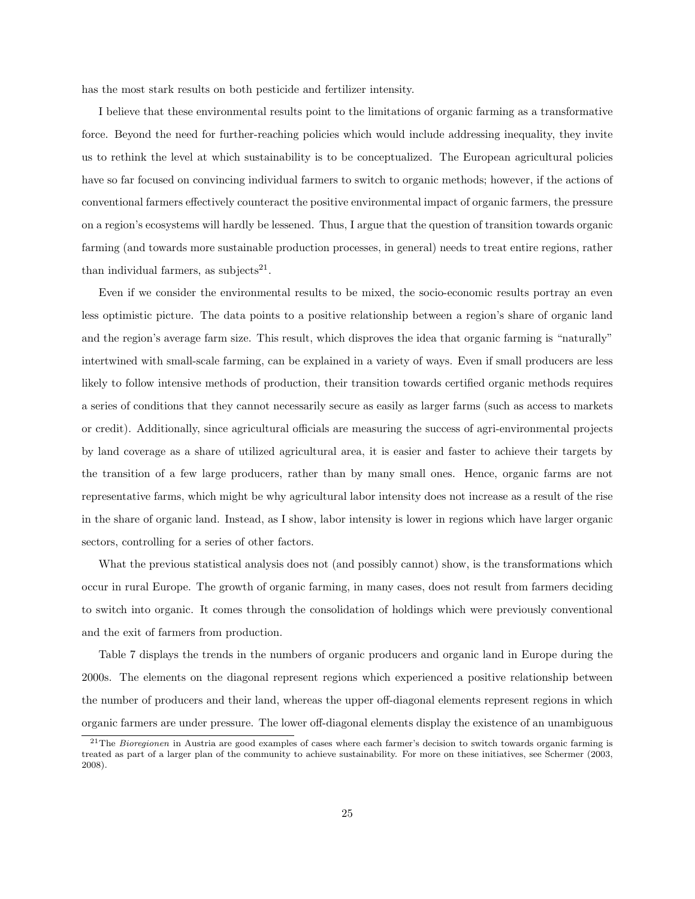has the most stark results on both pesticide and fertilizer intensity.

I believe that these environmental results point to the limitations of organic farming as a transformative force. Beyond the need for further-reaching policies which would include addressing inequality, they invite us to rethink the level at which sustainability is to be conceptualized. The European agricultural policies have so far focused on convincing individual farmers to switch to organic methods; however, if the actions of conventional farmers effectively counteract the positive environmental impact of organic farmers, the pressure on a region's ecosystems will hardly be lessened. Thus, I argue that the question of transition towards organic farming (and towards more sustainable production processes, in general) needs to treat entire regions, rather than individual farmers, as subjects[21].

Even if we consider the environmental results to be mixed, the socio-economic results portray an even less optimistic picture. The data points to a positive relationship between a region's share of organic land and the region's average farm size. This result, which disproves the idea that organic farming is "naturally" intertwined with small-scale farming, can be explained in a variety of ways. Even if small producers are less likely to follow intensive methods of production, their transition towards certified organic methods requires a series of conditions that they cannot necessarily secure as easily as larger farms (such as access to markets or credit). Additionally, since agricultural officials are measuring the success of agri-environmental projects by land coverage as a share of utilized agricultural area, it is easier and faster to achieve their targets by the transition of a few large producers, rather than by many small ones. Hence, organic farms are not representative farms, which might be why agricultural labor intensity does not increase as a result of the rise in the share of organic land. Instead, as I show, labor intensity is lower in regions which have larger organic sectors, controlling for a series of other factors.

What the previous statistical analysis does not (and possibly cannot) show, is the transformations which occur in rural Europe. The growth of organic farming, in many cases, does not result from farmers deciding to switch into organic. It comes through the consolidation of holdings which were previously conventional and the exit of farmers from production.

Table 7 displays the trends in the numbers of organic producers and organic land in Europe during the 2000s. The elements on the diagonal represent regions which experienced a positive relationship between the number of producers and their land, whereas the upper off-diagonal elements represent regions in which organic farmers are under pressure. The lower off-diagonal elements display the existence of an unambiguous

[21] The *Bioregionen* in Austria are good examples of cases where each farmer's decision to switch towards organic farming is treated as part of a larger plan of the community to achieve sustainability. For more on these initiatives, see Schermer (2003, 2008).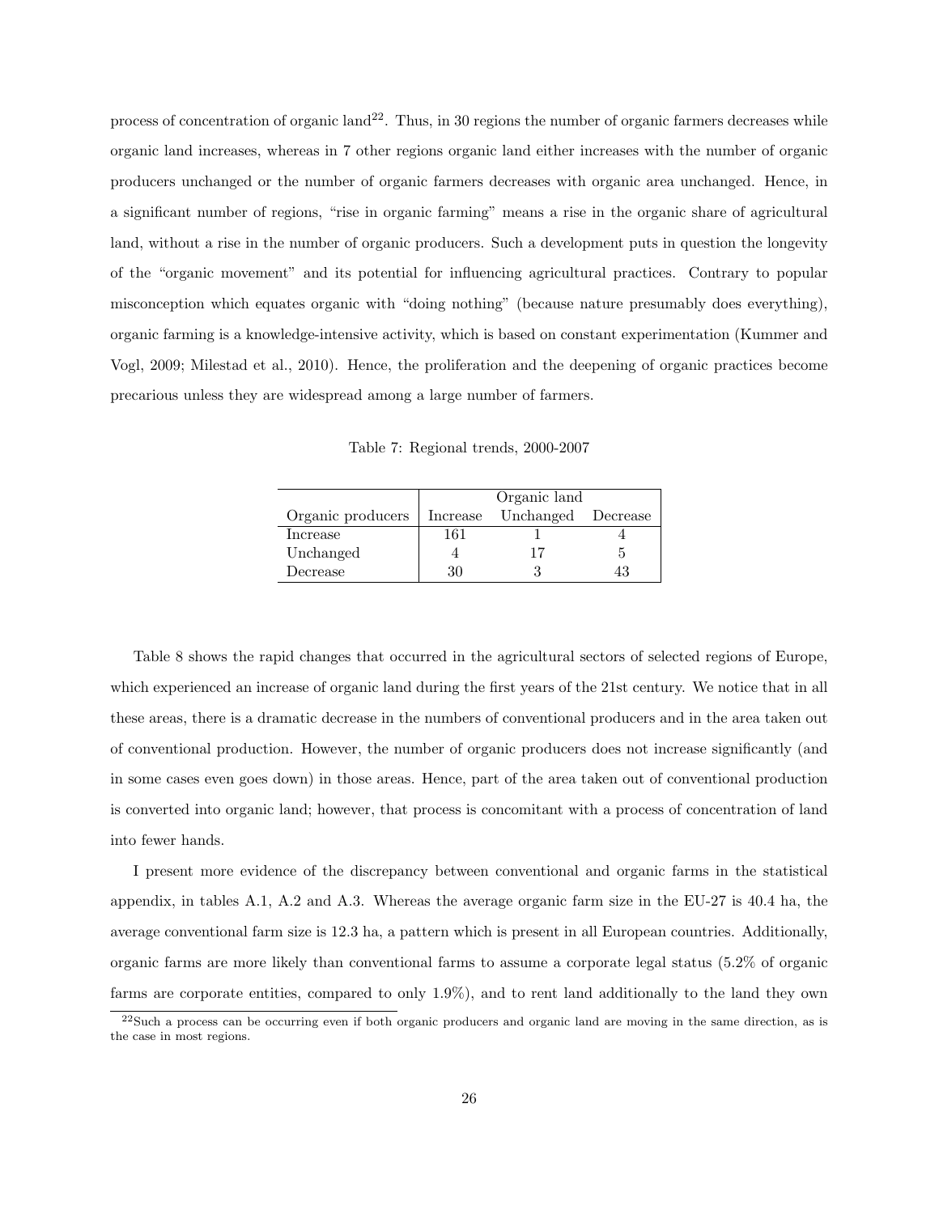process of concentration of organic land[22]. Thus, in 30 regions the number of organic farmers decreases while organic land increases, whereas in 7 other regions organic land either increases with the number of organic producers unchanged or the number of organic farmers decreases with organic area unchanged. Hence, in a significant number of regions, "rise in organic farming" means a rise in the organic share of agricultural land, without a rise in the number of organic producers. Such a development puts in question the longevity of the "organic movement" and its potential for influencing agricultural practices. Contrary to popular misconception which equates organic with "doing nothing" (because nature presumably does everything), organic farming is a knowledge-intensive activity, which is based on constant experimentation (Kummer and Vogl, 2009; Milestad et al., 2010). Hence, the proliferation and the deepening of organic practices become precarious unless they are widespread among a large number of farmers.

Table 7: Regional trends, 2000-2007

| | Organic land | | |
|---|---|---|---|
| Organic producers | Increase | Unchanged | Decrease |
| Increase | 161 | 1 | 4 |
| Unchanged | 4 | 17 | 5 |
| Decrease | 30 | 3 | 43 |

Table 8 shows the rapid changes that occurred in the agricultural sectors of selected regions of Europe, which experienced an increase of organic land during the first years of the 21st century. We notice that in all these areas, there is a dramatic decrease in the numbers of conventional producers and in the area taken out of conventional production. However, the number of organic producers does not increase significantly (and in some cases even goes down) in those areas. Hence, part of the area taken out of conventional production is converted into organic land; however, that process is concomitant with a process of concentration of land into fewer hands.

I present more evidence of the discrepancy between conventional and organic farms in the statistical appendix, in tables A.1, A.2 and A.3. Whereas the average organic farm size in the EU-27 is 40.4 ha, the average conventional farm size is 12.3 ha, a pattern which is present in all European countries. Additionally, organic farms are more likely than conventional farms to assume a corporate legal status (5.2% of organic farms are corporate entities, compared to only 1.9%), and to rent land additionally to the land they own

[22] Such a process can be occurring even if both organic producers and organic land are moving in the same direction, as is the case in most regions.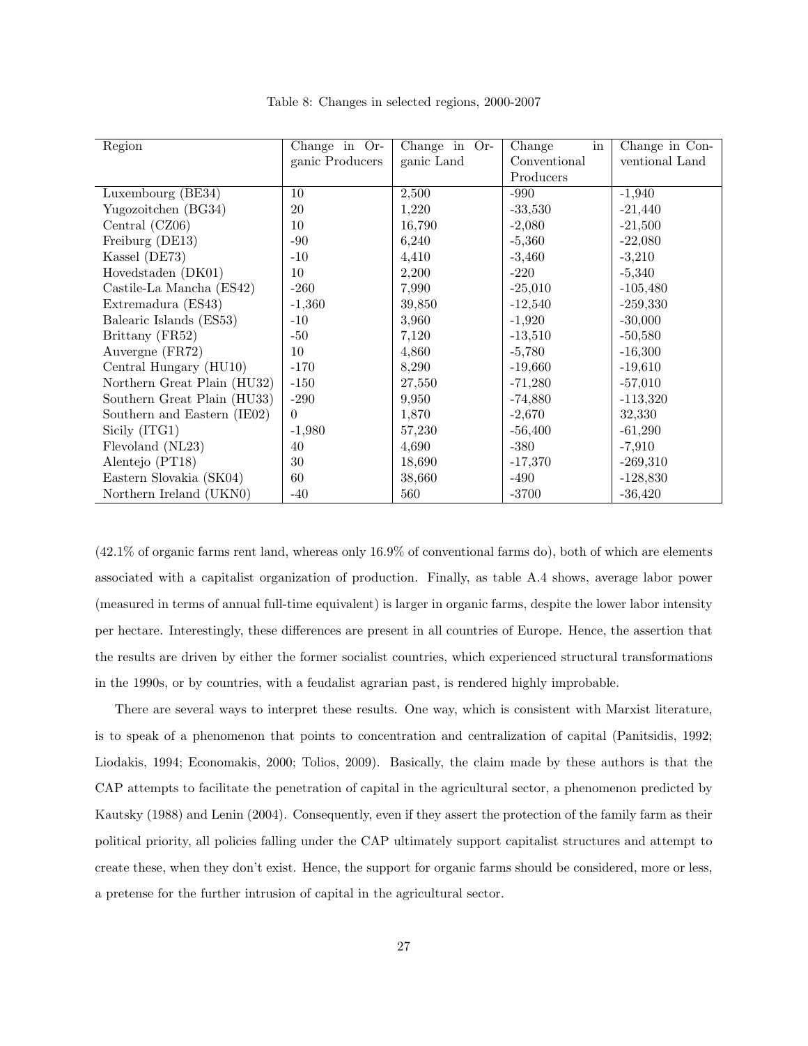Table 8: Changes in selected regions, 2000-2007

| Region | Change in Organic Producers | Change in Organic Land | Change in Conventional Producers | Change in Conventional Land |
|---|---|---|---|---|
| Luxembourg (BE34) | 10 | 2,500 | -990 | -1,940 |
| Yugozoitchen (BG34) | 20 | 1,220 | -33,530 | -21,440 |
| Central (CZ06) | 10 | 16,790 | -2,080 | -21,500 |
| Freiburg (DE13) | -90 | 6,240 | -5,360 | -22,080 |
| Kassel (DE73) | -10 | 4,410 | -3,460 | -3,210 |
| Hovedstaden (DK01) | 10 | 2,200 | -220 | -5,340 |
| Castile-La Mancha (ES42) | -260 | 7,990 | -25,010 | -105,480 |
| Extremadura (ES43) | -1,360 | 39,850 | -12,540 | -259,330 |
| Balearic Islands (ES53) | -10 | 3,960 | -1,920 | -30,000 |
| Brittany (FR52) | -50 | 7,120 | -13,510 | -50,580 |
| Auvergne (FR72) | 10 | 4,860 | -5,780 | -16,300 |
| Central Hungary (HU10) | -170 | 8,290 | -19,660 | -19,610 |
| Northern Great Plain (HU32) | -150 | 27,550 | -71,280 | -57,010 |
| Southern Great Plain (HU33) | -290 | 9,950 | -74,880 | -113,320 |
| Southern and Eastern (IE02) | 0 | 1,870 | -2,670 | 32,330 |
| Sicily (ITG1) | -1,980 | 57,230 | -56,400 | -61,290 |
| Flevoland (NL23) | 40 | 4,690 | -380 | -7,910 |
| Alentejo (PT18) | 30 | 18,690 | -17,370 | -269,310 |
| Eastern Slovakia (SK04) | 60 | 38,660 | -490 | -128,830 |
| Northern Ireland (UKN0) | -40 | 560 | -3700 | -36,420 |

(42.1% of organic farms rent land, whereas only 16.9% of conventional farms do), both of which are elements associated with a capitalist organization of production. Finally, as table A.4 shows, average labor power (measured in terms of annual full-time equivalent) is larger in organic farms, despite the lower labor intensity per hectare. Interestingly, these differences are present in all countries of Europe. Hence, the assertion that the results are driven by either the former socialist countries, which experienced structural transformations in the 1990s, or by countries, with a feudalist agrarian past, is rendered highly improbable.

There are several ways to interpret these results. One way, which is consistent with Marxist literature, is to speak of a phenomenon that points to concentration and centralization of capital (Panitsidis, 1992; Liodakis, 1994; Economakis, 2000; Tolios, 2009). Basically, the claim made by these authors is that the CAP attempts to facilitate the penetration of capital in the agricultural sector, a phenomenon predicted by Kautsky (1988) and Lenin (2004). Consequently, even if they assert the protection of the family farm as their political priority, all policies falling under the CAP ultimately support capitalist structures and attempt to create these, when they don't exist. Hence, the support for organic farms should be considered, more or less, a pretense for the further intrusion of capital in the agricultural sector.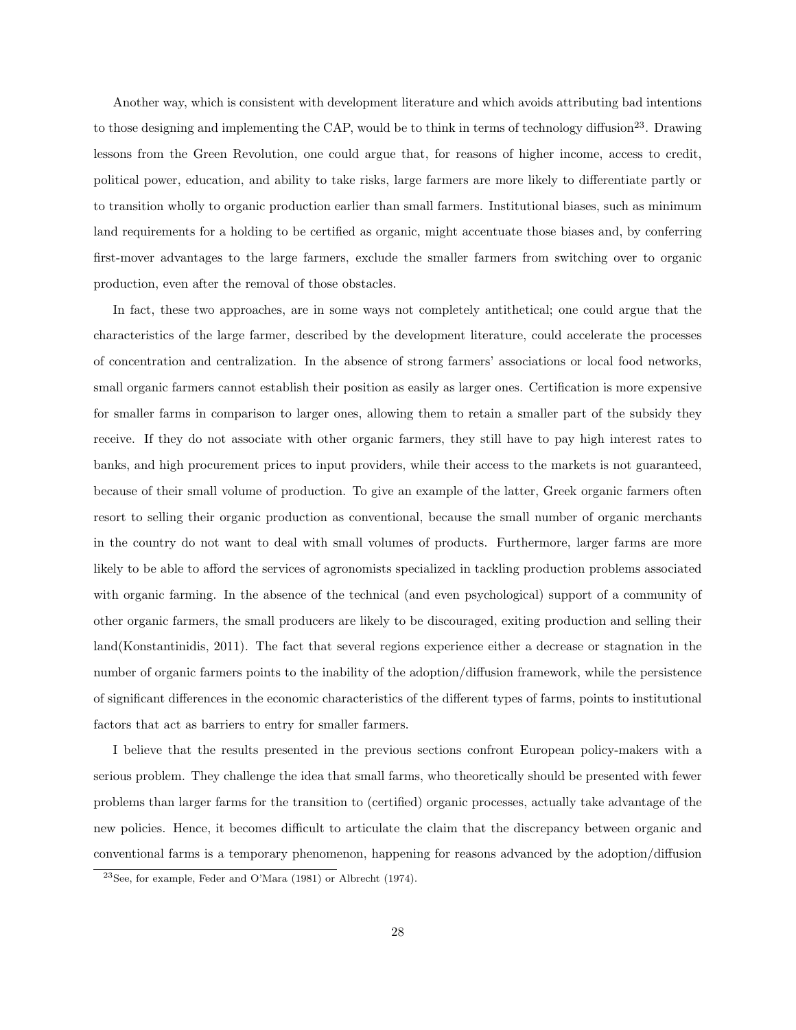Another way, which is consistent with development literature and which avoids attributing bad intentions to those designing and implementing the CAP, would be to think in terms of technology diffusion[23]. Drawing lessons from the Green Revolution, one could argue that, for reasons of higher income, access to credit, political power, education, and ability to take risks, large farmers are more likely to differentiate partly or to transition wholly to organic production earlier than small farmers. Institutional biases, such as minimum land requirements for a holding to be certified as organic, might accentuate those biases and, by conferring first-mover advantages to the large farmers, exclude the smaller farmers from switching over to organic production, even after the removal of those obstacles.

In fact, these two approaches, are in some ways not completely antithetical; one could argue that the characteristics of the large farmer, described by the development literature, could accelerate the processes of concentration and centralization. In the absence of strong farmers' associations or local food networks, small organic farmers cannot establish their position as easily as larger ones. Certification is more expensive for smaller farms in comparison to larger ones, allowing them to retain a smaller part of the subsidy they receive. If they do not associate with other organic farmers, they still have to pay high interest rates to banks, and high procurement prices to input providers, while their access to the markets is not guaranteed, because of their small volume of production. To give an example of the latter, Greek organic farmers often resort to selling their organic production as conventional, because the small number of organic merchants in the country do not want to deal with small volumes of products. Furthermore, larger farms are more likely to be able to afford the services of agronomists specialized in tackling production problems associated with organic farming. In the absence of the technical (and even psychological) support of a community of other organic farmers, the small producers are likely to be discouraged, exiting production and selling their land(Konstantinidis, 2011). The fact that several regions experience either a decrease or stagnation in the number of organic farmers points to the inability of the adoption/diffusion framework, while the persistence of significant differences in the economic characteristics of the different types of farms, points to institutional factors that act as barriers to entry for smaller farmers.

I believe that the results presented in the previous sections confront European policy-makers with a serious problem. They challenge the idea that small farms, who theoretically should be presented with fewer problems than larger farms for the transition to (certified) organic processes, actually take advantage of the new policies. Hence, it becomes difficult to articulate the claim that the discrepancy between organic and conventional farms is a temporary phenomenon, happening for reasons advanced by the adoption/diffusion

[23] See, for example, Feder and O'Mara (1981) or Albrecht (1974).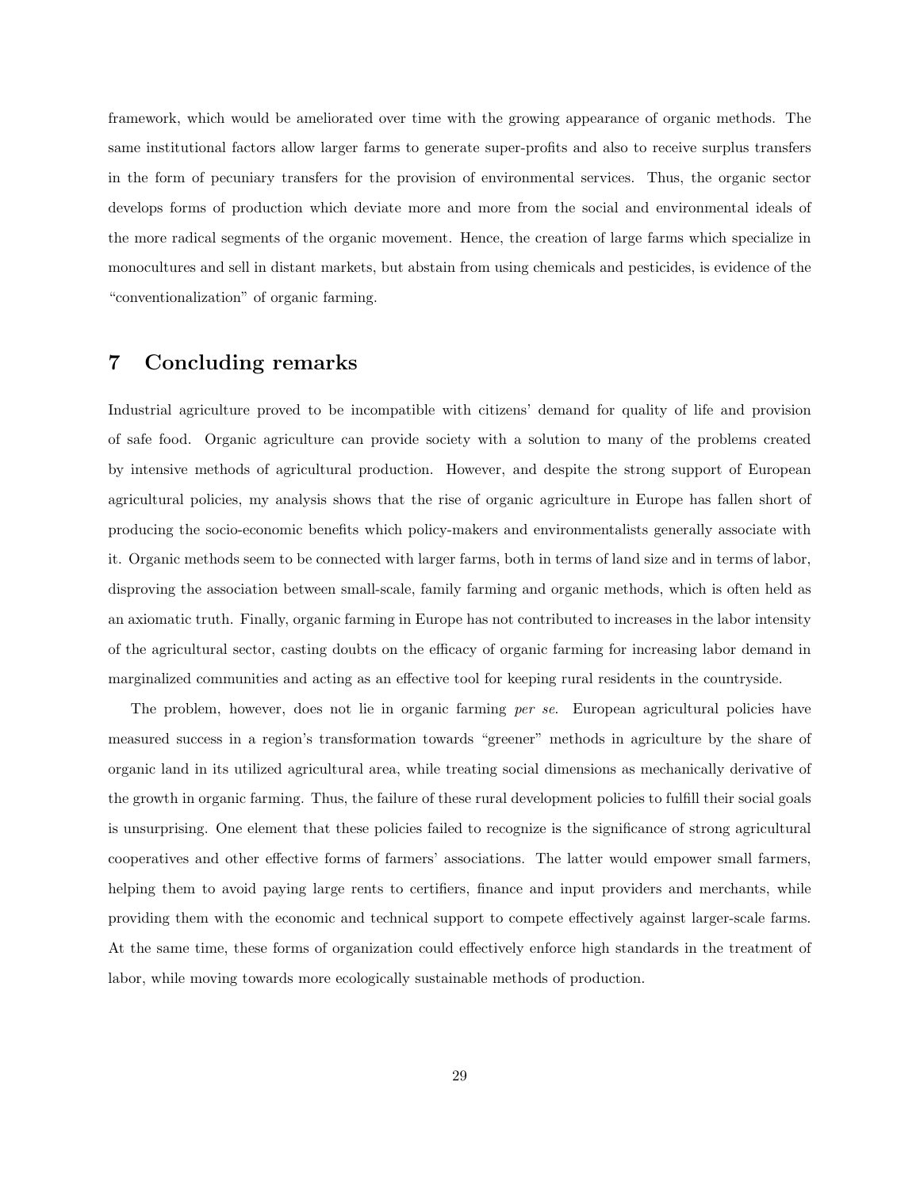framework, which would be ameliorated over time with the growing appearance of organic methods. The same institutional factors allow larger farms to generate super-profits and also to receive surplus transfers in the form of pecuniary transfers for the provision of environmental services. Thus, the organic sector develops forms of production which deviate more and more from the social and environmental ideals of the more radical segments of the organic movement. Hence, the creation of large farms which specialize in monocultures and sell in distant markets, but abstain from using chemicals and pesticides, is evidence of the "conventionalization" of organic farming.

## 7 Concluding remarks

Industrial agriculture proved to be incompatible with citizens' demand for quality of life and provision of safe food. Organic agriculture can provide society with a solution to many of the problems created by intensive methods of agricultural production. However, and despite the strong support of European agricultural policies, my analysis shows that the rise of organic agriculture in Europe has fallen short of producing the socio-economic benefits which policy-makers and environmentalists generally associate with it. Organic methods seem to be connected with larger farms, both in terms of land size and in terms of labor, disproving the association between small-scale, family farming and organic methods, which is often held as an axiomatic truth. Finally, organic farming in Europe has not contributed to increases in the labor intensity of the agricultural sector, casting doubts on the efficacy of organic farming for increasing labor demand in marginalized communities and acting as an effective tool for keeping rural residents in the countryside.

The problem, however, does not lie in organic farming *per se*. European agricultural policies have measured success in a region's transformation towards "greener" methods in agriculture by the share of organic land in its utilized agricultural area, while treating social dimensions as mechanically derivative of the growth in organic farming. Thus, the failure of these rural development policies to fulfill their social goals is unsurprising. One element that these policies failed to recognize is the significance of strong agricultural cooperatives and other effective forms of farmers' associations. The latter would empower small farmers, helping them to avoid paying large rents to certifiers, finance and input providers and merchants, while providing them with the economic and technical support to compete effectively against larger-scale farms. At the same time, these forms of organization could effectively enforce high standards in the treatment of labor, while moving towards more ecologically sustainable methods of production.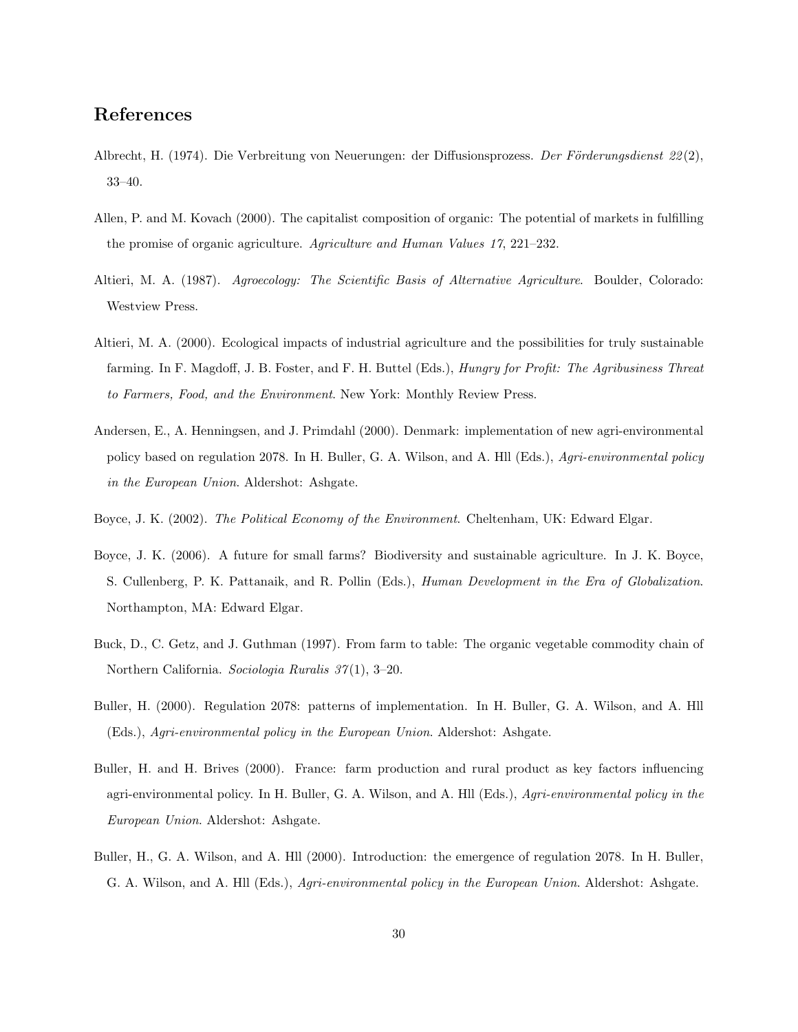## References

Albrecht, H. (1974). Die Verbreitung von Neuerungen: der Diffusionsprozess. *Der Förderungsdienst 22*(2), 33–40.

Allen, P. and M. Kovach (2000). The capitalist composition of organic: The potential of markets in fulfilling the promise of organic agriculture. *Agriculture and Human Values 17*, 221–232.

Altieri, M. A. (1987). *Agroecology: The Scientific Basis of Alternative Agriculture*. Boulder, Colorado: Westview Press.

Altieri, M. A. (2000). Ecological impacts of industrial agriculture and the possibilities for truly sustainable farming. In F. Magdoff, J. B. Foster, and F. H. Buttel (Eds.), *Hungry for Profit: The Agribusiness Threat to Farmers, Food, and the Environment*. New York: Monthly Review Press.

Andersen, E., A. Henningsen, and J. Primdahl (2000). Denmark: implementation of new agri-environmental policy based on regulation 2078. In H. Buller, G. A. Wilson, and A. Hll (Eds.), *Agri-environmental policy in the European Union*. Aldershot: Ashgate.

Boyce, J. K. (2002). *The Political Economy of the Environment*. Cheltenham, UK: Edward Elgar.

Boyce, J. K. (2006). A future for small farms? Biodiversity and sustainable agriculture. In J. K. Boyce, S. Cullenberg, P. K. Pattanaik, and R. Pollin (Eds.), *Human Development in the Era of Globalization*. Northampton, MA: Edward Elgar.

Buck, D., C. Getz, and J. Guthman (1997). From farm to table: The organic vegetable commodity chain of Northern California. *Sociologia Ruralis 37*(1), 3–20.

Buller, H. (2000). Regulation 2078: patterns of implementation. In H. Buller, G. A. Wilson, and A. Hll (Eds.), *Agri-environmental policy in the European Union*. Aldershot: Ashgate.

Buller, H. and H. Brives (2000). France: farm production and rural product as key factors influencing agri-environmental policy. In H. Buller, G. A. Wilson, and A. Hll (Eds.), *Agri-environmental policy in the European Union*. Aldershot: Ashgate.

Buller, H., G. A. Wilson, and A. Hll (2000). Introduction: the emergence of regulation 2078. In H. Buller, G. A. Wilson, and A. Hll (Eds.), *Agri-environmental policy in the European Union*. Aldershot: Ashgate.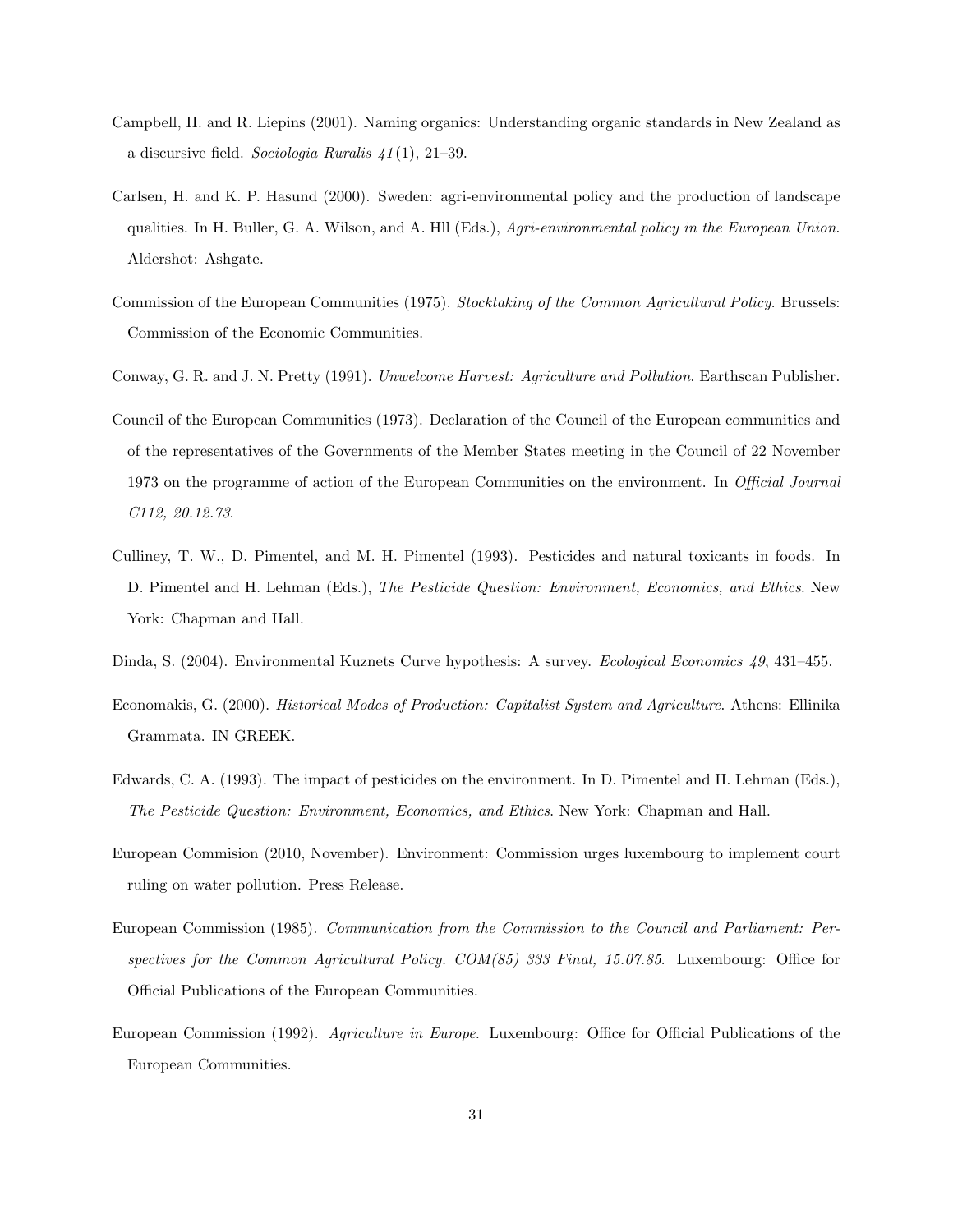Campbell, H. and R. Liepins (2001). Naming organics: Understanding organic standards in New Zealand as a discursive field. *Sociologia Ruralis 41*(1), 21–39.

Carlsen, H. and K. P. Hasund (2000). Sweden: agri-environmental policy and the production of landscape qualities. In H. Buller, G. A. Wilson, and A. Hll (Eds.), *Agri-environmental policy in the European Union*. Aldershot: Ashgate.

Commission of the European Communities (1975). *Stocktaking of the Common Agricultural Policy*. Brussels: Commission of the Economic Communities.

Conway, G. R. and J. N. Pretty (1991). *Unwelcome Harvest: Agriculture and Pollution*. Earthscan Publisher.

Council of the European Communities (1973). Declaration of the Council of the European communities and of the representatives of the Governments of the Member States meeting in the Council of 22 November 1973 on the programme of action of the European Communities on the environment. In *Official Journal C112, 20.12.73*.

Culliney, T. W., D. Pimentel, and M. H. Pimentel (1993). Pesticides and natural toxicants in foods. In D. Pimentel and H. Lehman (Eds.), *The Pesticide Question: Environment, Economics, and Ethics*. New York: Chapman and Hall.

Dinda, S. (2004). Environmental Kuznets Curve hypothesis: A survey. *Ecological Economics 49*, 431–455.

Economakis, G. (2000). *Historical Modes of Production: Capitalist System and Agriculture*. Athens: Ellinika Grammata. IN GREEK.

Edwards, C. A. (1993). The impact of pesticides on the environment. In D. Pimentel and H. Lehman (Eds.), *The Pesticide Question: Environment, Economics, and Ethics*. New York: Chapman and Hall.

European Commision (2010, November). Environment: Commission urges luxembourg to implement court ruling on water pollution. Press Release.

European Commission (1985). *Communication from the Commission to the Council and Parliament: Perspectives for the Common Agricultural Policy. COM(85) 333 Final, 15.07.85.* Luxembourg: Office for Official Publications of the European Communities.

European Commission (1992). *Agriculture in Europe*. Luxembourg: Office for Official Publications of the European Communities.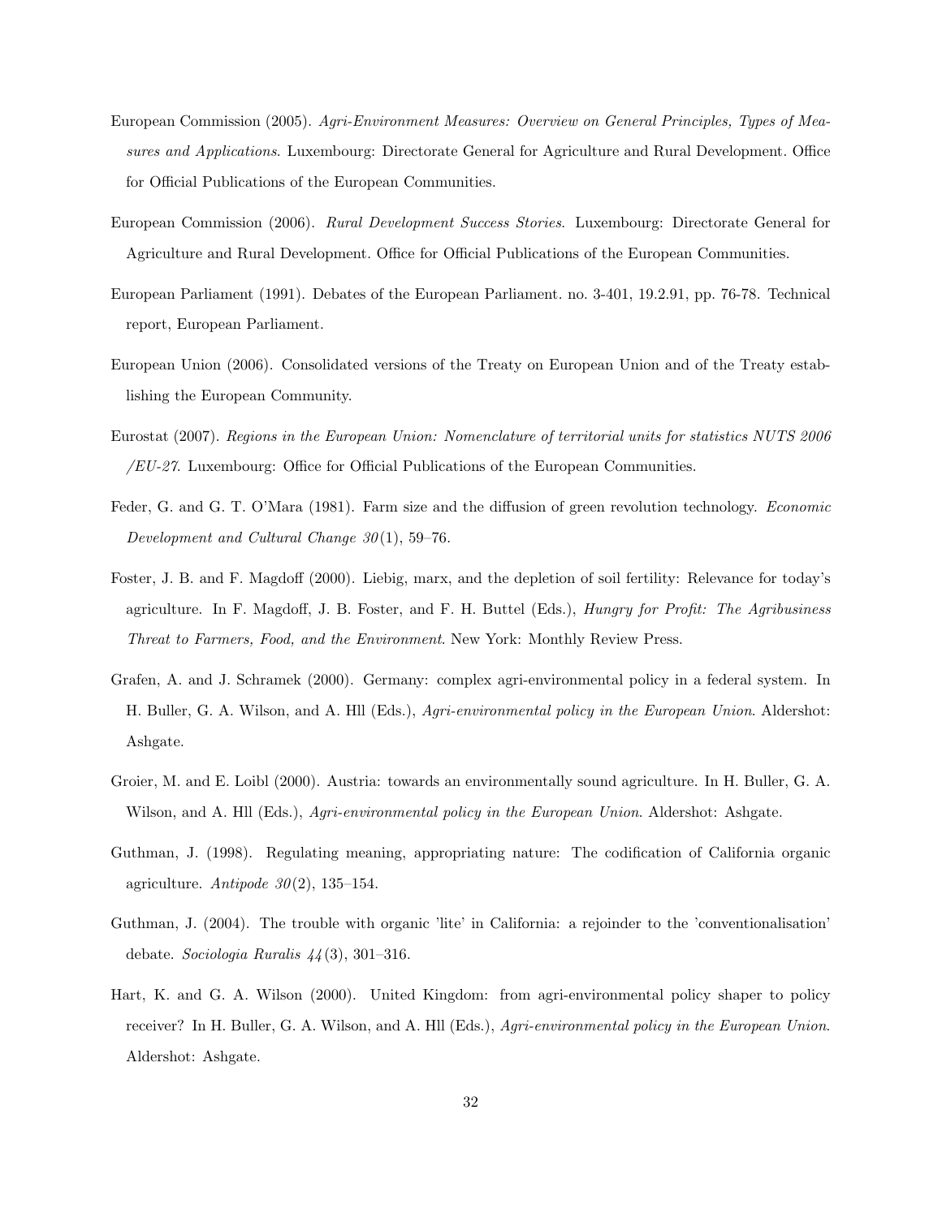European Commission (2005). *Agri-Environment Measures: Overview on General Principles, Types of Measures and Applications*. Luxembourg: Directorate General for Agriculture and Rural Development. Office for Official Publications of the European Communities.

European Commission (2006). *Rural Development Success Stories*. Luxembourg: Directorate General for Agriculture and Rural Development. Office for Official Publications of the European Communities.

European Parliament (1991). Debates of the European Parliament. no. 3-401, 19.2.91, pp. 76-78. Technical report, European Parliament.

European Union (2006). Consolidated versions of the Treaty on European Union and of the Treaty establishing the European Community.

Eurostat (2007). *Regions in the European Union: Nomenclature of territorial units for statistics NUTS 2006 /EU-27*. Luxembourg: Office for Official Publications of the European Communities.

Feder, G. and G. T. O'Mara (1981). Farm size and the diffusion of green revolution technology. *Economic Development and Cultural Change 30*(1), 59–76.

Foster, J. B. and F. Magdoff (2000). Liebig, marx, and the depletion of soil fertility: Relevance for today's agriculture. In F. Magdoff, J. B. Foster, and F. H. Buttel (Eds.), *Hungry for Profit: The Agribusiness Threat to Farmers, Food, and the Environment*. New York: Monthly Review Press.

Grafen, A. and J. Schramek (2000). Germany: complex agri-environmental policy in a federal system. In H. Buller, G. A. Wilson, and A. Hll (Eds.), *Agri-environmental policy in the European Union*. Aldershot: Ashgate.

Groier, M. and E. Loibl (2000). Austria: towards an environmentally sound agriculture. In H. Buller, G. A. Wilson, and A. Hll (Eds.), *Agri-environmental policy in the European Union*. Aldershot: Ashgate.

Guthman, J. (1998). Regulating meaning, appropriating nature: The codification of California organic agriculture. *Antipode 30*(2), 135–154.

Guthman, J. (2004). The trouble with organic 'lite' in California: a rejoinder to the 'conventionalisation' debate. *Sociologia Ruralis 44*(3), 301–316.

Hart, K. and G. A. Wilson (2000). United Kingdom: from agri-environmental policy shaper to policy receiver? In H. Buller, G. A. Wilson, and A. Hll (Eds.), *Agri-environmental policy in the European Union*. Aldershot: Ashgate.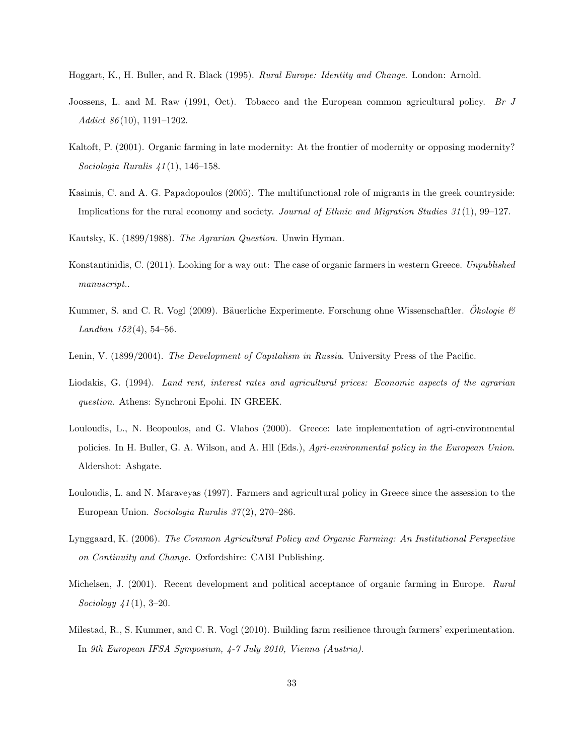Hoggart, K., H. Buller, and R. Black (1995). *Rural Europe: Identity and Change*. London: Arnold.

Joossens, L. and M. Raw (1991, Oct). Tobacco and the European common agricultural policy. *Br J Addict 86*(10), 1191–1202.

Kaltoft, P. (2001). Organic farming in late modernity: At the frontier of modernity or opposing modernity? *Sociologia Ruralis 41*(1), 146–158.

Kasimis, C. and A. G. Papadopoulos (2005). The multifunctional role of migrants in the greek countryside: Implications for the rural economy and society. *Journal of Ethnic and Migration Studies 31*(1), 99–127.

Kautsky, K. (1899/1988). *The Agrarian Question*. Unwin Hyman.

Konstantinidis, C. (2011). Looking for a way out: The case of organic farmers in western Greece. *Unpublished manuscript.*.

Kummer, S. and C. R. Vogl (2009). Bäuerliche Experimente. Forschung ohne Wissenschaftler. *Ökologie & Landbau 152*(4), 54–56.

Lenin, V. (1899/2004). *The Development of Capitalism in Russia*. University Press of the Pacific.

Liodakis, G. (1994). *Land rent, interest rates and agricultural prices: Economic aspects of the agrarian question*. Athens: Synchroni Epohi. IN GREEK.

Louloudis, L., N. Beopoulos, and G. Vlahos (2000). Greece: late implementation of agri-environmental policies. In H. Buller, G. A. Wilson, and A. Hll (Eds.), *Agri-environmental policy in the European Union*. Aldershot: Ashgate.

Louloudis, L. and N. Maraveyas (1997). Farmers and agricultural policy in Greece since the assession to the European Union. *Sociologia Ruralis 37*(2), 270–286.

Lynggaard, K. (2006). *The Common Agricultural Policy and Organic Farming: An Institutional Perspective on Continuity and Change*. Oxfordshire: CABI Publishing.

Michelsen, J. (2001). Recent development and political acceptance of organic farming in Europe. *Rural Sociology 41*(1), 3–20.

Milestad, R., S. Kummer, and C. R. Vogl (2010). Building farm resilience through farmers' experimentation. In *9th European IFSA Symposium, 4-7 July 2010, Vienna (Austria)*.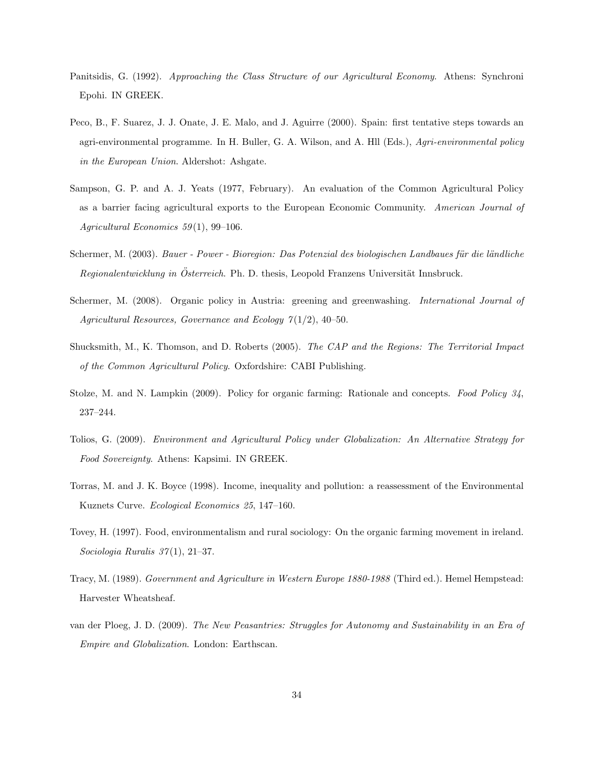Panitsidis, G. (1992). *Approaching the Class Structure of our Agricultural Economy*. Athens: Synchroni Epohi. IN GREEK.

Peco, B., F. Suarez, J. J. Onate, J. E. Malo, and J. Aguirre (2000). Spain: first tentative steps towards an agri-environmental programme. In H. Buller, G. A. Wilson, and A. Hll (Eds.), *Agri-environmental policy in the European Union*. Aldershot: Ashgate.

Sampson, G. P. and A. J. Yeats (1977, February). An evaluation of the Common Agricultural Policy as a barrier facing agricultural exports to the European Economic Community. *American Journal of Agricultural Economics 59*(1), 99–106.

Schermer, M. (2003). *Bauer - Power - Bioregion: Das Potenzial des biologischen Landbaues für die ländliche Regionalentwicklung in Österreich*. Ph. D. thesis, Leopold Franzens Universität Innsbruck.

Schermer, M. (2008). Organic policy in Austria: greening and greenwashing. *International Journal of Agricultural Resources, Governance and Ecology 7*(1/2), 40–50.

Shucksmith, M., K. Thomson, and D. Roberts (2005). *The CAP and the Regions: The Territorial Impact of the Common Agricultural Policy*. Oxfordshire: CABI Publishing.

Stolze, M. and N. Lampkin (2009). Policy for organic farming: Rationale and concepts. *Food Policy 34*, 237–244.

Tolios, G. (2009). *Environment and Agricultural Policy under Globalization: An Alternative Strategy for Food Sovereignty*. Athens: Kapsimi. IN GREEK.

Torras, M. and J. K. Boyce (1998). Income, inequality and pollution: a reassessment of the Environmental Kuznets Curve. *Ecological Economics 25*, 147–160.

Tovey, H. (1997). Food, environmentalism and rural sociology: On the organic farming movement in ireland. *Sociologia Ruralis 37*(1), 21–37.

Tracy, M. (1989). *Government and Agriculture in Western Europe 1880-1988* (Third ed.). Hemel Hempstead: Harvester Wheatsheaf.

van der Ploeg, J. D. (2009). *The New Peasantries: Struggles for Autonomy and Sustainability in an Era of Empire and Globalization*. London: Earthscan.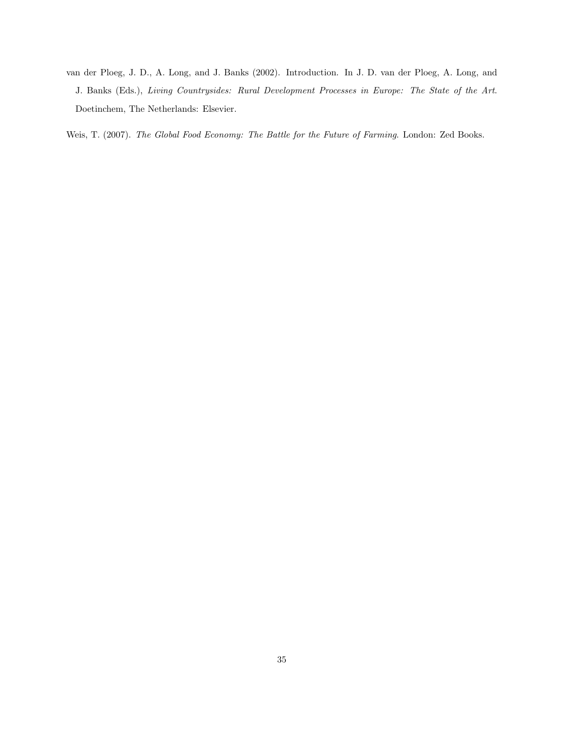van der Ploeg, J. D., A. Long, and J. Banks (2002). Introduction. In J. D. van der Ploeg, A. Long, and J. Banks (Eds.), *Living Countrysides: Rural Development Processes in Europe: The State of the Art*. Doetinchem, The Netherlands: Elsevier.

Weis, T. (2007). *The Global Food Economy: The Battle for the Future of Farming*. London: Zed Books.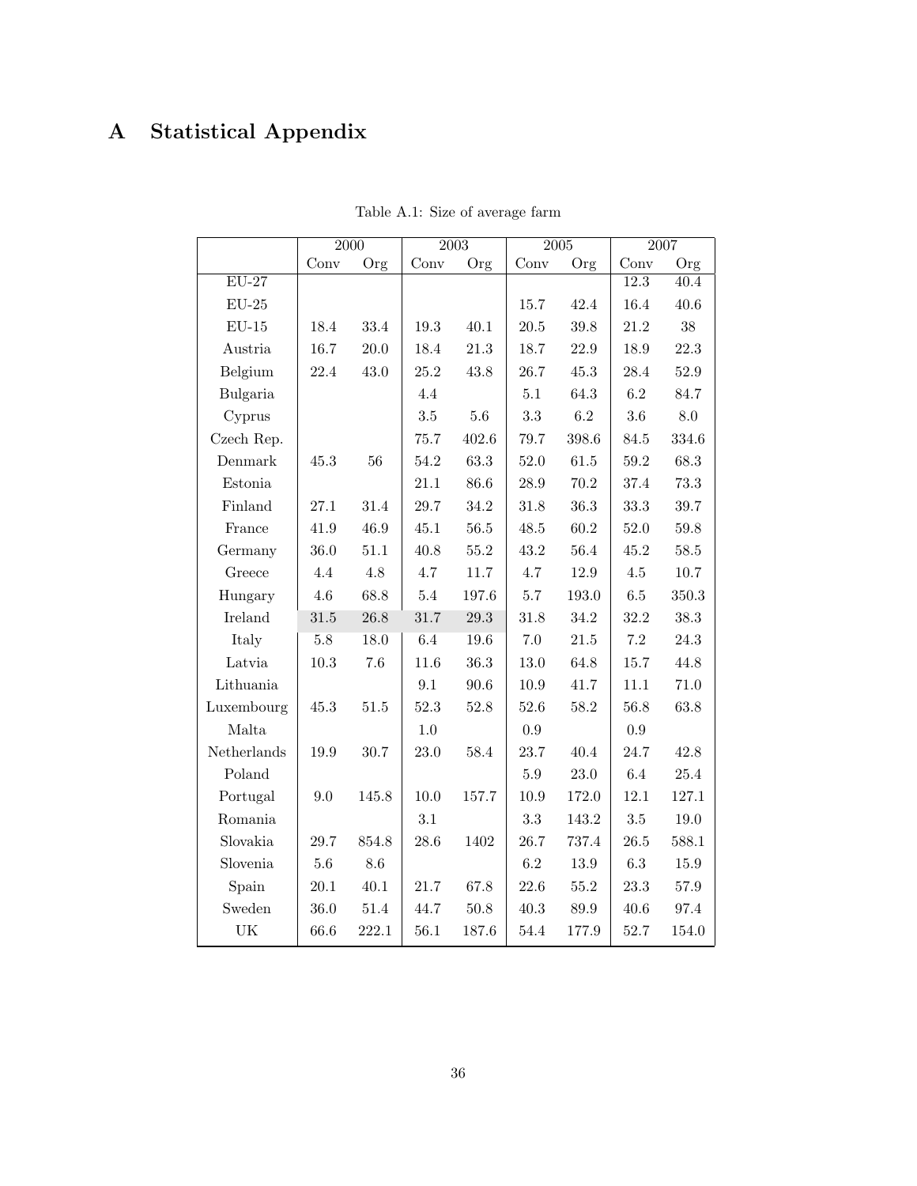# A Statistical Appendix

Table A.1: Size of average farm

| | 2000 | | 2003 | | 2005 | | 2007 | |
|---|---|---|---|---|---|---|---|---|
| | Conv | Org | Conv | Org | Conv | Org | Conv | Org |
| EU-27 | | | | | | | 12.3 | 40.4 |
| EU-25 | | | | | 15.7 | 42.4 | 16.4 | 40.6 |
| EU-15 | 18.4 | 33.4 | 19.3 | 40.1 | 20.5 | 39.8 | 21.2 | 38 |
| Austria | 16.7 | 20.0 | 18.4 | 21.3 | 18.7 | 22.9 | 18.9 | 22.3 |
| Belgium | 22.4 | 43.0 | 25.2 | 43.8 | 26.7 | 45.3 | 28.4 | 52.9 |
| Bulgaria | | | 4.4 | | 5.1 | 64.3 | 6.2 | 84.7 |
| Cyprus | | | 3.5 | 5.6 | 3.3 | 6.2 | 3.6 | 8.0 |
| Czech Rep. | | | 75.7 | 402.6 | 79.7 | 398.6 | 84.5 | 334.6 |
| Denmark | 45.3 | 56 | 54.2 | 63.3 | 52.0 | 61.5 | 59.2 | 68.3 |
| Estonia | | | 21.1 | 86.6 | 28.9 | 70.2 | 37.4 | 73.3 |
| Finland | 27.1 | 31.4 | 29.7 | 34.2 | 31.8 | 36.3 | 33.3 | 39.7 |
| France | 41.9 | 46.9 | 45.1 | 56.5 | 48.5 | 60.2 | 52.0 | 59.8 |
| Germany | 36.0 | 51.1 | 40.8 | 55.2 | 43.2 | 56.4 | 45.2 | 58.5 |
| Greece | 4.4 | 4.8 | 4.7 | 11.7 | 4.7 | 12.9 | 4.5 | 10.7 |
| Hungary | 4.6 | 68.8 | 5.4 | 197.6 | 5.7 | 193.0 | 6.5 | 350.3 |
| Ireland | 31.5 | 26.8 | 31.7 | 29.3 | 31.8 | 34.2 | 32.2 | 38.3 |
| Italy | 5.8 | 18.0 | 6.4 | 19.6 | 7.0 | 21.5 | 7.2 | 24.3 |
| Latvia | 10.3 | 7.6 | 11.6 | 36.3 | 13.0 | 64.8 | 15.7 | 44.8 |
| Lithuania | | | 9.1 | 90.6 | 10.9 | 41.7 | 11.1 | 71.0 |
| Luxembourg | 45.3 | 51.5 | 52.3 | 52.8 | 52.6 | 58.2 | 56.8 | 63.8 |
| Malta | | | 1.0 | | 0.9 | | 0.9 | |
| Netherlands | 19.9 | 30.7 | 23.0 | 58.4 | 23.7 | 40.4 | 24.7 | 42.8 |
| Poland | | | | | 5.9 | 23.0 | 6.4 | 25.4 |
| Portugal | 9.0 | 145.8 | 10.0 | 157.7 | 10.9 | 172.0 | 12.1 | 127.1 |
| Romania | | | 3.1 | | 3.3 | 143.2 | 3.5 | 19.0 |
| Slovakia | 29.7 | 854.8 | 28.6 | 1402 | 26.7 | 737.4 | 26.5 | 588.1 |
| Slovenia | 5.6 | 8.6 | | | 6.2 | 13.9 | 6.3 | 15.9 |
| Spain | 20.1 | 40.1 | 21.7 | 67.8 | 22.6 | 55.2 | 23.3 | 57.9 |
| Sweden | 36.0 | 51.4 | 44.7 | 50.8 | 40.3 | 89.9 | 40.6 | 97.4 |
| UK | 66.6 | 222.1 | 56.1 | 187.6 | 54.4 | 177.9 | 52.7 | 154.0 |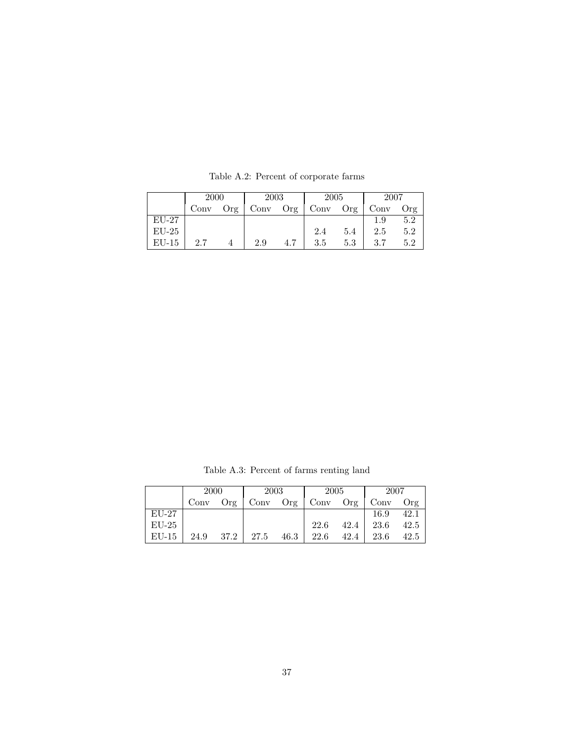Table A.2: Percent of corporate farms

| | 2000 | | 2003 | | 2005 | | 2007 | |
|---|---|---|---|---|---|---|---|---|
| | Conv | Org | Conv | Org | Conv | Org | Conv | Org |
| EU-27 | | | | | | | 1.9 | 5.2 |
| EU-25 | | | | | 2.4 | 5.4 | 2.5 | 5.2 |
| EU-15 | 2.7 | 4 | 2.9 | 4.7 | 3.5 | 5.3 | 3.7 | 5.2 |

Table A.3: Percent of farms renting land

| | 2000 | | 2003 | | 2005 | | 2007 | |
|---|---|---|---|---|---|---|---|---|
| | Conv | Org | Conv | Org | Conv | Org | Conv | Org |
| EU-27 | | | | | | | 16.9 | 42.1 |
| EU-25 | | | | | 22.6 | 42.4 | 23.6 | 42.5 |
| EU-15 | 24.9 | 37.2 | 27.5 | 46.3 | 22.6 | 42.4 | 23.6 | 42.5 |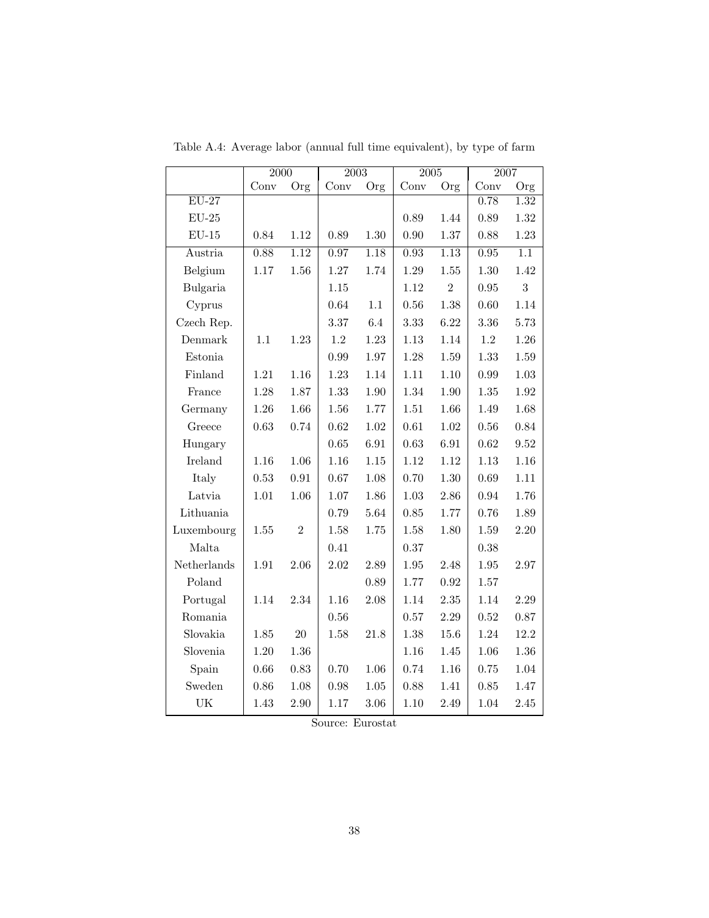Table A.4: Average labor (annual full time equivalent), by type of farm

| | 2000 | | 2003 | | 2005 | | 2007 | |
|---|---|---|---|---|---|---|---|---|
| | Conv | Org | Conv | Org | Conv | Org | Conv | Org |
| EU-27 | | | | | | | 0.78 | 1.32 |
| EU-25 | | | | | 0.89 | 1.44 | 0.89 | 1.32 |
| EU-15 | 0.84 | 1.12 | 0.89 | 1.30 | 0.90 | 1.37 | 0.88 | 1.23 |
| Austria | 0.88 | 1.12 | 0.97 | 1.18 | 0.93 | 1.13 | 0.95 | 1.1 |
| Belgium | 1.17 | 1.56 | 1.27 | 1.74 | 1.29 | 1.55 | 1.30 | 1.42 |
| Bulgaria | | | 1.15 | | 1.12 | 2 | 0.95 | 3 |
| Cyprus | | | 0.64 | 1.1 | 0.56 | 1.38 | 0.60 | 1.14 |
| Czech Rep. | | | 3.37 | 6.4 | 3.33 | 6.22 | 3.36 | 5.73 |
| Denmark | 1.1 | 1.23 | 1.2 | 1.23 | 1.13 | 1.14 | 1.2 | 1.26 |
| Estonia | | | 0.99 | 1.97 | 1.28 | 1.59 | 1.33 | 1.59 |
| Finland | 1.21 | 1.16 | 1.23 | 1.14 | 1.11 | 1.10 | 0.99 | 1.03 |
| France | 1.28 | 1.87 | 1.33 | 1.90 | 1.34 | 1.90 | 1.35 | 1.92 |
| Germany | 1.26 | 1.66 | 1.56 | 1.77 | 1.51 | 1.66 | 1.49 | 1.68 |
| Greece | 0.63 | 0.74 | 0.62 | 1.02 | 0.61 | 1.02 | 0.56 | 0.84 |
| Hungary | | | 0.65 | 6.91 | 0.63 | 6.91 | 0.62 | 9.52 |
| Ireland | 1.16 | 1.06 | 1.16 | 1.15 | 1.12 | 1.12 | 1.13 | 1.16 |
| Italy | 0.53 | 0.91 | 0.67 | 1.08 | 0.70 | 1.30 | 0.69 | 1.11 |
| Latvia | 1.01 | 1.06 | 1.07 | 1.86 | 1.03 | 2.86 | 0.94 | 1.76 |
| Lithuania | | | 0.79 | 5.64 | 0.85 | 1.77 | 0.76 | 1.89 |
| Luxembourg | 1.55 | 2 | 1.58 | 1.75 | 1.58 | 1.80 | 1.59 | 2.20 |
| Malta | | | 0.41 | | 0.37 | | 0.38 | |
| Netherlands | 1.91 | 2.06 | 2.02 | 2.89 | 1.95 | 2.48 | 1.95 | 2.97 |
| Poland | | | | 0.89 | 1.77 | 0.92 | 1.57 | |
| Portugal | 1.14 | 2.34 | 1.16 | 2.08 | 1.14 | 2.35 | 1.14 | 2.29 |
| Romania | | | 0.56 | | 0.57 | 2.29 | 0.52 | 0.87 |
| Slovakia | 1.85 | 20 | 1.58 | 21.8 | 1.38 | 15.6 | 1.24 | 12.2 |
| Slovenia | 1.20 | 1.36 | | | 1.16 | 1.45 | 1.06 | 1.36 |
| Spain | 0.66 | 0.83 | 0.70 | 1.06 | 0.74 | 1.16 | 0.75 | 1.04 |
| Sweden | 0.86 | 1.08 | 0.98 | 1.05 | 0.88 | 1.41 | 0.85 | 1.47 |
| UK | 1.43 | 2.90 | 1.17 | 3.06 | 1.10 | 2.49 | 1.04 | 2.45 |

Source: Eurostat